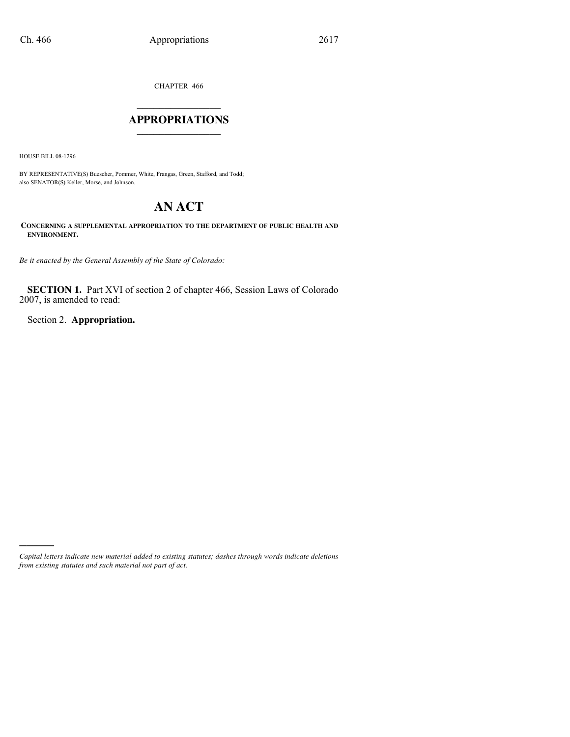CHAPTER 466

# APPROPRIATIONS

HOUSE BILL 08-1296

BY REPRESENTATIVE(S) Buescher, Pommer, White, Frangas, Green, Stafford, and Todd; also SENATOR(S) Keller, Morse, and Johnson.

# AN ACT

**CONCERNING A SUPPLEMENTAL APPROPRIATION TO THE DEPARTMENT OF PUBLIC HEALTH AND ENVIRONMENT.**

*Be it enacted by the General Assembly of the State of Colorado:*

**SECTION 1.** Part XVI of section 2 of chapter 466, Session Laws of Colorado 2007, is amended to read:

Section 2. **Appropriation.**

---

*Capital letters indicate new material added to existing statutes; dashes through words indicate deletions from existing statutes and such material not part of act.*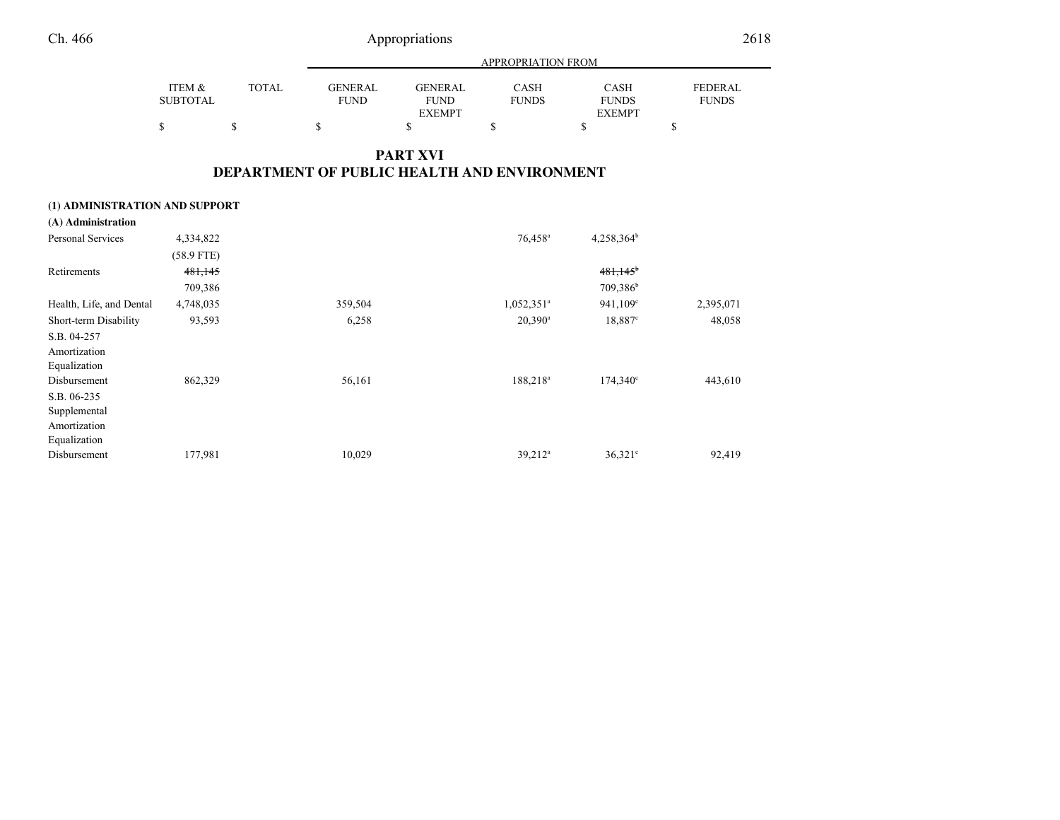| | ITEM & SUBTOTAL | TOTAL | GENERAL FUND | GENERAL FUND EXEMPT | CASH FUNDS | CASH FUNDS EXEMPT | FEDERAL FUNDS |
|---|---|---|---|---|---|---|---|
| | | | APPROPRIATION FROM | | | | |
| | $ | $ | $ | $ | $ | $ | $ |

## PART XVI
## DEPARTMENT OF PUBLIC HEALTH AND ENVIRONMENT

| | ITEM & SUBTOTAL | TOTAL | GENERAL FUND | GENERAL FUND EXEMPT | CASH FUNDS | CASH FUNDS EXEMPT | FEDERAL FUNDS |
|---|---|---|---|---|---|---|---|
| **(1) ADMINISTRATION AND SUPPORT** | | | | | | | |
| **(A) Administration** | | | | | | | |
| Personal Services | 4,334,822 | | | | 76,458[a] | 4,258,364[b] | |
| | (58.9 FTE) | | | | | | |
| Retirements | ~~481,145~~ | | | | | ~~481,145[b]~~ | |
| | 709,386 | | | | | 709,386[b] | |
| Health, Life, and Dental | 4,748,035 | | 359,504 | | 1,052,351[a] | 941,109[c] | 2,395,071 |
| Short-term Disability | 93,593 | | 6,258 | | 20,390[a] | 18,887[c] | 48,058 |
| S.B. 04-257 Amortization Equalization Disbursement | 862,329 | | 56,161 | | 188,218[a] | 174,340[c] | 443,610 |
| S.B. 06-235 Supplemental Amortization Equalization Disbursement | 177,981 | | 10,029 | | 39,212[a] | 36,321[c] | 92,419 |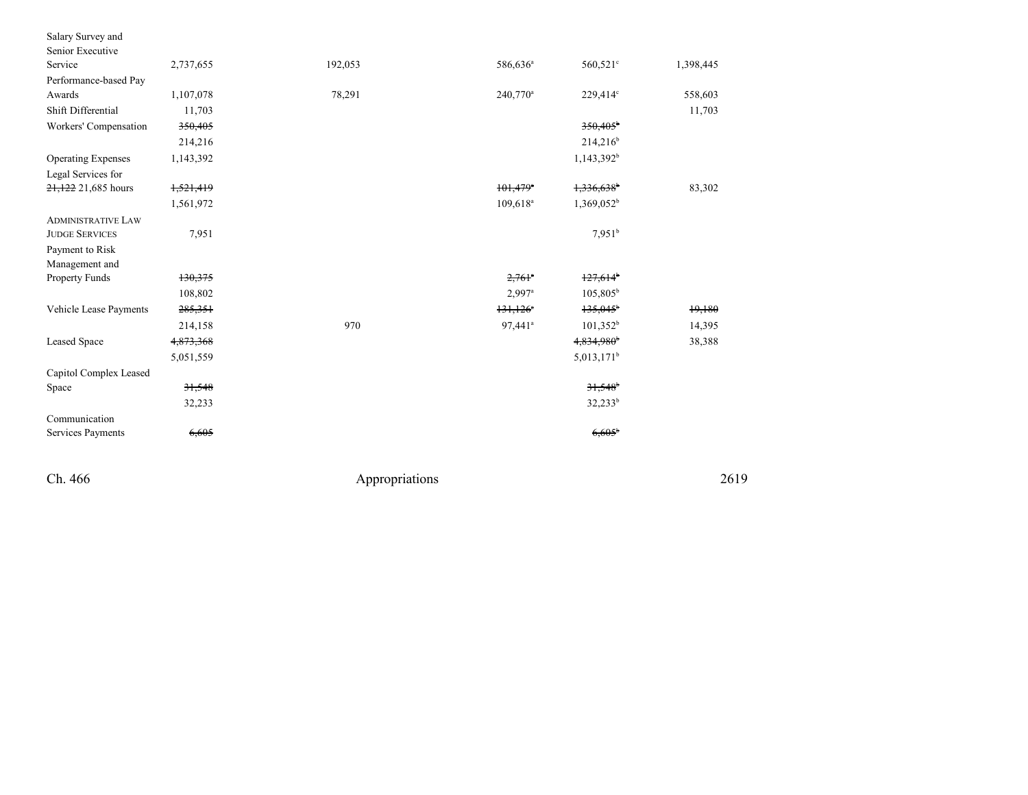| | | | | | |
|---|---|---|---|---|---|
| Salary Survey and Senior Executive Service | 2,737,655 | 192,053 | 586,636[a] | 560,521[c] | 1,398,445 |
| Performance-based Pay Awards | 1,107,078 | 78,291 | 240,770[a] | 229,414[c] | 558,603 |
| Shift Differential | 11,703 | | | | 11,703 |
| Workers' Compensation | ~~350,405~~ | | | ~~350,405~~[b] | |
| | 214,216 | | | 214,216[b] | |
| Operating Expenses | 1,143,392 | | | 1,143,392[b] | |
| Legal Services for ~~21,122~~ 21,685 hours | ~~1,521,419~~ | | ~~101,479~~[a] | ~~1,336,638~~[b] | 83,302 |
| | 1,561,972 | | 109,618[a] | 1,369,052[b] | |
| ADMINISTRATIVE LAW JUDGE SERVICES | 7,951 | | | 7,951[b] | |
| Payment to Risk Management and Property Funds | ~~130,375~~ | | ~~2,761~~[a] | ~~127,614~~[b] | |
| | 108,802 | | 2,997[a] | 105,805[b] | |
| Vehicle Lease Payments | ~~285,351~~ | | ~~131,126~~[a] | ~~135,045~~[b] | ~~19,180~~ |
| | 214,158 | 970 | 97,441[a] | 101,352[b] | 14,395 |
| Leased Space | ~~4,873,368~~ | | | ~~4,834,980~~[b] | 38,388 |
| | 5,051,559 | | | 5,013,171[b] | |
| Capitol Complex Leased Space | ~~31,548~~ | | | ~~31,548~~[b] | |
| | 32,233 | | | 32,233[b] | |
| Communication Services Payments | ~~6,605~~ | | | ~~6,605~~[b] | |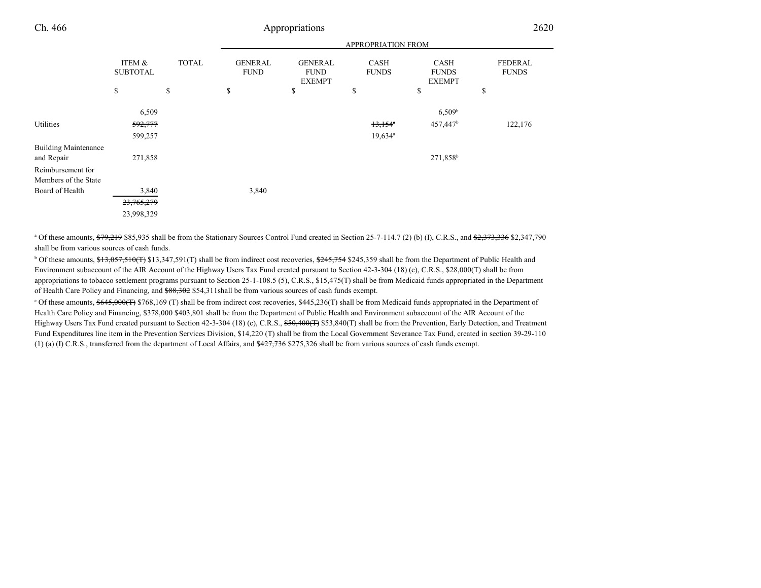| | ITEM & SUBTOTAL | TOTAL | GENERAL FUND | GENERAL FUND EXEMPT | CASH FUNDS | CASH FUNDS EXEMPT | FEDERAL FUNDS |
|---|---|---|---|---|---|---|---|
| | | | APPROPRIATION FROM | | | | |
| | $ | $ | $ | $ | $ | $ | $ |
| | 6,509 | | | | | 6,509[b] | |
| Utilities | ~~592,777~~ 599,257 | | | | ~~13,154~~[a] 19,634[a] | 457,447[b] | 122,176 |
| Building Maintenance and Repair | 271,858 | | | | | 271,858[b] | |
| Reimbursement for Members of the State Board of Health | 3,840 | | 3,840 | | | | |
| | ~~23,765,279~~ 23,998,329 | | | | | | |

[a] Of these amounts, ~~$79,219~~ $85,935 shall be from the Stationary Sources Control Fund created in Section 25-7-114.7 (2) (b) (I), C.R.S., and ~~$2,373,336~~ $2,347,790 shall be from various sources of cash funds.

[b] Of these amounts, ~~$13,057,510(T)~~ $13,347,591(T) shall be from indirect cost recoveries, ~~$245,754~~ $245,359 shall be from the Department of Public Health and Environment subaccount of the AIR Account of the Highway Users Tax Fund created pursuant to Section 42-3-304 (18) (c), C.R.S., $28,000(T) shall be from appropriations to tobacco settlement programs pursuant to Section 25-1-108.5 (5), C.R.S., $15,475(T) shall be from Medicaid funds appropriated in the Department of Health Care Policy and Financing, and ~~$88,302~~ $54,311shall be from various sources of cash funds exempt.

[c] Of these amounts, ~~$645,000(T)~~ $768,169 (T) shall be from indirect cost recoveries, $445,236(T) shall be from Medicaid funds appropriated in the Department of Health Care Policy and Financing, ~~$378,000~~ $403,801 shall be from the Department of Public Health and Environment subaccount of the AIR Account of the Highway Users Tax Fund created pursuant to Section 42-3-304 (18) (c), C.R.S., ~~$50,400(T)~~ $53,840(T) shall be from the Prevention, Early Detection, and Treatment Fund Expenditures line item in the Prevention Services Division, $14,220 (T) shall be from the Local Government Severance Tax Fund, created in section 39-29-110 (1) (a) (I) C.R.S., transferred from the department of Local Affairs, and ~~$427,736~~ $275,326 shall be from various sources of cash funds exempt.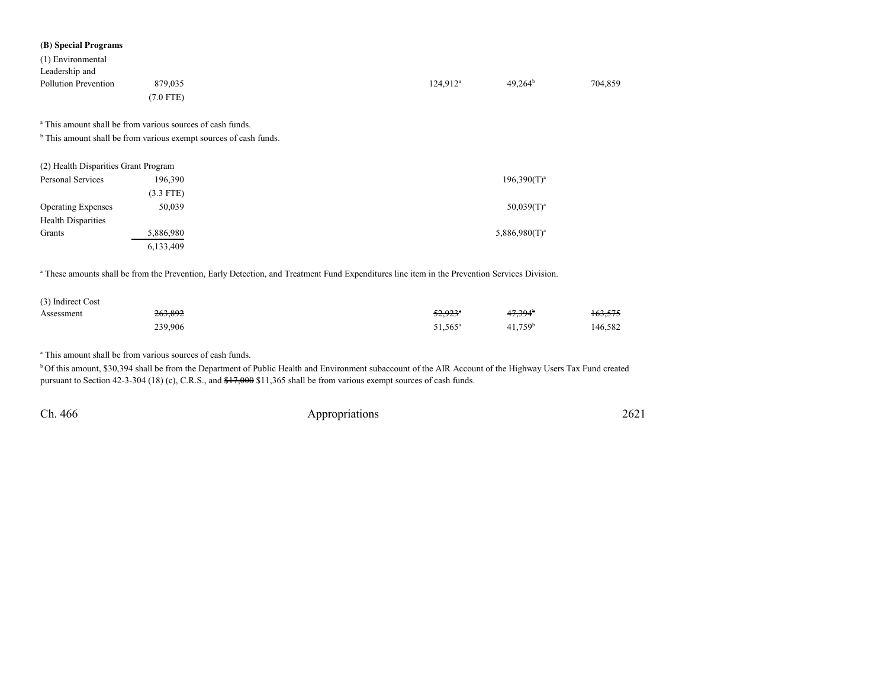**(B) Special Programs**

| | | | | | |
|---|---|---|---|---|---|
| (1) Environmental Leadership and Pollution Prevention | 879,035 (7.0 FTE) | | 124,912[a] | 49,264[b] | 704,859 |

[a] This amount shall be from various sources of cash funds.

[b] This amount shall be from various exempt sources of cash funds.

| (2) Health Disparities Grant Program | | | | | |
|---|---|---|---|---|---|
| Personal Services | 196,390 (3.3 FTE) | | | 196,390(T)[a] | |
| Operating Expenses | 50,039 | | | 50,039(T)[a] | |
| Health Disparities Grants | 5,886,980 | | | 5,886,980(T)[a] | |
| | 6,133,409 | | | | |

[a] These amounts shall be from the Prevention, Early Detection, and Treatment Fund Expenditures line item in the Prevention Services Division.

| | | | | | |
|---|---|---|---|---|---|
| (3) Indirect Cost Assessment | ~~263,892~~ 239,906 | | ~~52,923[a]~~ 51,565[a] | ~~47,394[b]~~ 41,759[b] | ~~163,575~~ 146,582 |

[a] This amount shall be from various sources of cash funds.

[b] Of this amount, $30,394 shall be from the Department of Public Health and Environment subaccount of the AIR Account of the Highway Users Tax Fund created pursuant to Section 42-3-304 (18) (c), C.R.S., and ~~$17,000~~ $11,365 shall be from various exempt sources of cash funds.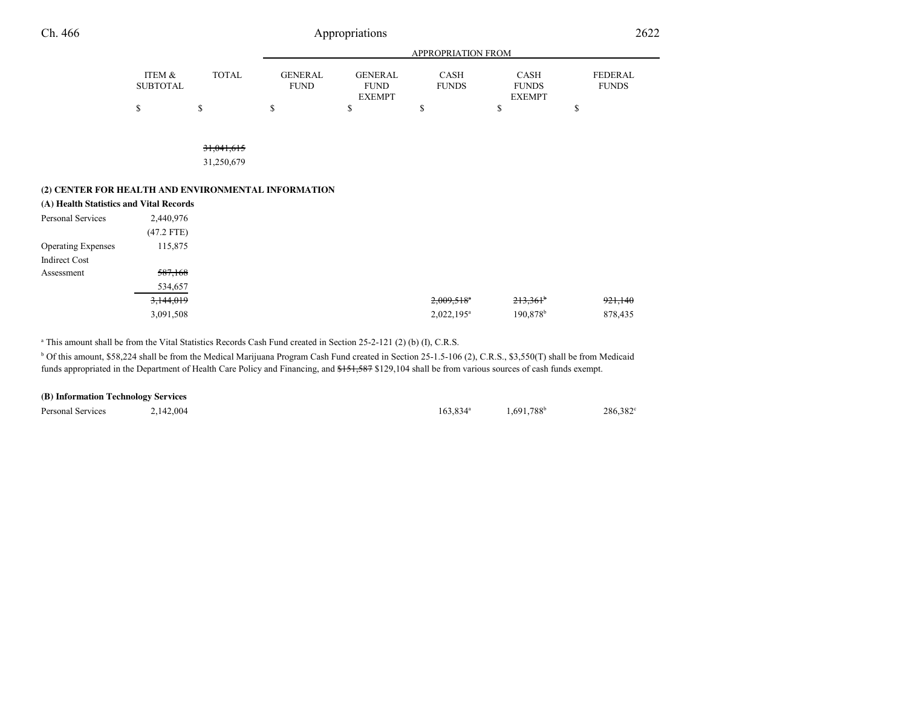| | ITEM & SUBTOTAL | TOTAL | APPROPRIATION FROM GENERAL FUND | GENERAL FUND EXEMPT | CASH FUNDS | CASH FUNDS EXEMPT | FEDERAL FUNDS |
|---|---|---|---|---|---|---|---|
| | $ | $ | $ | $ | $ | $ | $ |
| | | ~~31,041,615~~ | | | | | |
| | | 31,250,679 | | | | | |
| **(2) CENTER FOR HEALTH AND ENVIRONMENTAL INFORMATION** | | | | | | | |
| **(A) Health Statistics and Vital Records** | | | | | | | |
| Personal Services | 2,440,976 | | | | | | |
| | (47.2 FTE) | | | | | | |
| Operating Expenses | 115,875 | | | | | | |
| Indirect Cost Assessment | ~~587,168~~ | | | | | | |
| | 534,657 | | | | | | |
| | ~~3,144,019~~ | | | | ~~2,009,518~~[a] | ~~213,361~~[b] | ~~921,140~~ |
| | 3,091,508 | | | | 2,022,195[a] | 190,878[b] | 878,435 |

[a] This amount shall be from the Vital Statistics Records Cash Fund created in Section 25-2-121 (2) (b) (I), C.R.S.

[b] Of this amount, $58,224 shall be from the Medical Marijuana Program Cash Fund created in Section 25-1.5-106 (2), C.R.S., $3,550(T) shall be from Medicaid funds appropriated in the Department of Health Care Policy and Financing, and ~~$151,587~~ $129,104 shall be from various sources of cash funds exempt.

| | ITEM & SUBTOTAL | TOTAL | GENERAL FUND | GENERAL FUND EXEMPT | CASH FUNDS | CASH FUNDS EXEMPT | FEDERAL FUNDS |
|---|---|---|---|---|---|---|---|
| **(B) Information Technology Services** | | | | | | | |
| Personal Services | 2,142,004 | | | | 163,834[a] | 1,691,788[b] | 286,382[c] |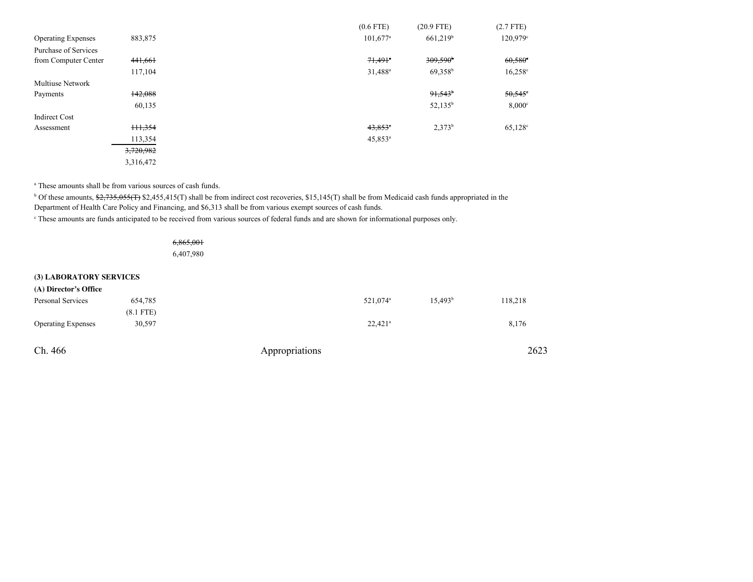| | | | | | | |
|---|---|---|---|---|---|---|
| | | | | (0.6 FTE) | (20.9 FTE) | (2.7 FTE) |
| Operating Expenses | 883,875 | | | 101,677[a] | 661,219[b] | 120,979[c] |
| Purchase of Services from Computer Center | ~~441,661~~ 117,104 | | | ~~71,491[a]~~ 31,488[a] | ~~309,590[b]~~ 69,358[b] | ~~60,580[c]~~ 16,258[c] |
| Multiuse Network Payments | ~~142,088~~ 60,135 | | | | ~~91,543[b]~~ 52,135[b] | ~~50,545[c]~~ 8,000[c] |
| Indirect Cost Assessment | ~~111,354~~ 113,354 | | | ~~43,853[a]~~ 45,853[a] | 2,373[b] | 65,128[c] |
| | ~~3,720,982~~ 3,316,472 | | | | | |

[a] These amounts shall be from various sources of cash funds.

[b] Of these amounts, ~~$2,735,055(T)~~ $2,455,415(T) shall be from indirect cost recoveries, $15,145(T) shall be from Medicaid cash funds appropriated in the Department of Health Care Policy and Financing, and $6,313 shall be from various exempt sources of cash funds.

[c] These amounts are funds anticipated to be received from various sources of federal funds and are shown for informational purposes only.

| | | | | | | |
|---|---|---|---|---|---|---|
| | | ~~6,865,001~~ 6,407,980 | | | | |

**(3) LABORATORY SERVICES**

**(A) Director's Office**

| | | | | | | |
|---|---|---|---|---|---|---|
| Personal Services | 654,785 (8.1 FTE) | | | 521,074[a] | 15,493[b] | 118,218 |
| Operating Expenses | 30,597 | | | 22,421[a] | | 8,176 |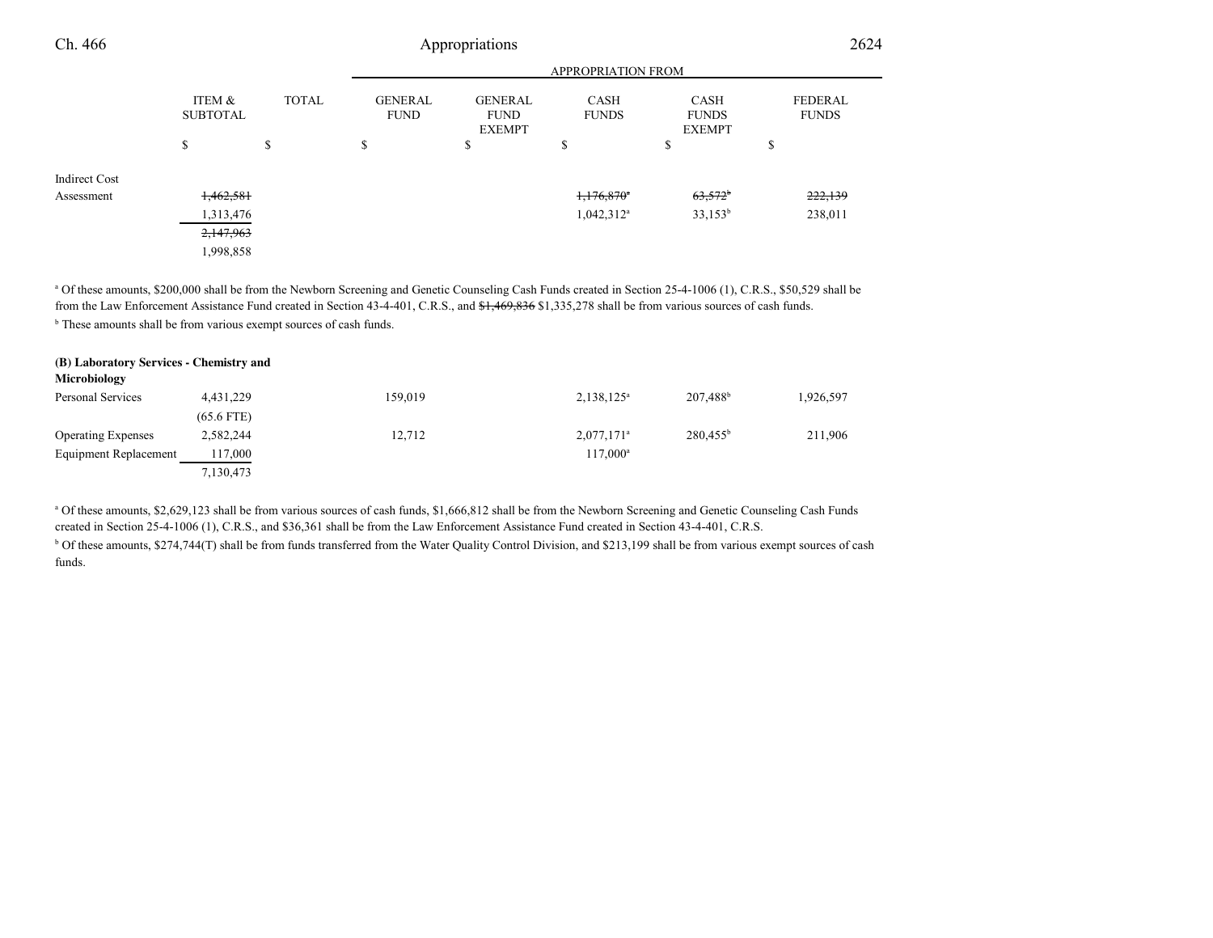| | ITEM & SUBTOTAL | TOTAL | APPROPRIATION FROM GENERAL FUND | GENERAL FUND EXEMPT | CASH FUNDS | CASH FUNDS EXEMPT | FEDERAL FUNDS |
|---|---|---|---|---|---|---|---|
| | $ | $ | $ | $ | $ | $ | $ |
| Indirect Cost Assessment | ~~1,462,581~~ | | | | ~~1,176,870~~[a] | ~~63,572~~[b] | ~~222,139~~ |
| | 1,313,476 | | | | 1,042,312[a] | 33,153[b] | 238,011 |
| | ~~2,147,963~~ | | | | | | |
| | 1,998,858 | | | | | | |

[a] Of these amounts, $200,000 shall be from the Newborn Screening and Genetic Counseling Cash Funds created in Section 25-4-1006 (1), C.R.S., $50,529 shall be from the Law Enforcement Assistance Fund created in Section 43-4-401, C.R.S., and ~~$1,469,836~~ $1,335,278 shall be from various sources of cash funds.

[b] These amounts shall be from various exempt sources of cash funds.

**(B) Laboratory Services - Chemistry and Microbiology**

| | ITEM & SUBTOTAL | TOTAL | GENERAL FUND | GENERAL FUND EXEMPT | CASH FUNDS | CASH FUNDS EXEMPT | FEDERAL FUNDS |
|---|---|---|---|---|---|---|---|
| Personal Services | 4,431,229 | | 159,019 | | 2,138,125[a] | 207,488[b] | 1,926,597 |
| | (65.6 FTE) | | | | | | |
| Operating Expenses | 2,582,244 | | 12,712 | | 2,077,171[a] | 280,455[b] | 211,906 |
| Equipment Replacement | 117,000 | | | | 117,000[a] | | |
| | 7,130,473 | | | | | | |

[a] Of these amounts, $2,629,123 shall be from various sources of cash funds, $1,666,812 shall be from the Newborn Screening and Genetic Counseling Cash Funds created in Section 25-4-1006 (1), C.R.S., and $36,361 shall be from the Law Enforcement Assistance Fund created in Section 43-4-401, C.R.S.

[b] Of these amounts, $274,744(T) shall be from funds transferred from the Water Quality Control Division, and $213,199 shall be from various exempt sources of cash funds.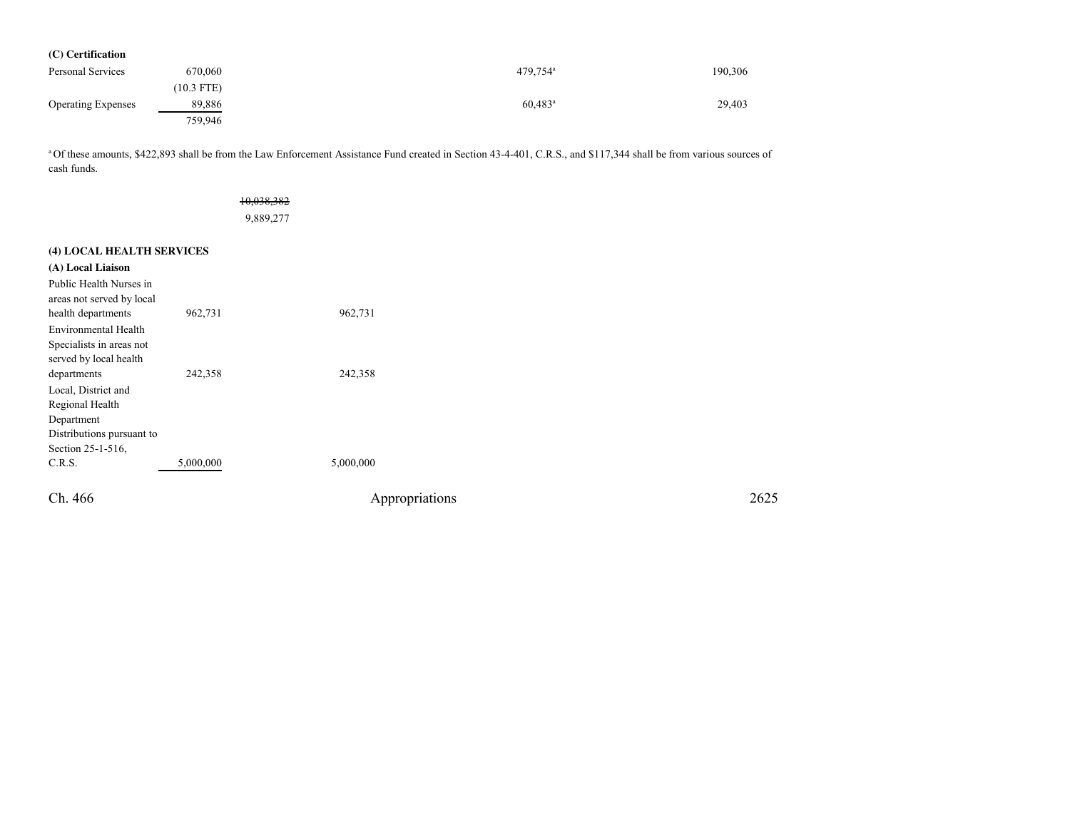| | | | | | | |
|---|---|---|---|---|---|---|
| **(C) Certification** | | | | | | |
| Personal Services | 670,060 | | | 479,754[a] | 190,306 | |
| | (10.3 FTE) | | | | | |
| Operating Expenses | 89,886 | | | 60,483[a] | 29,403 | |
| | 759,946 | | | | | |

[a] Of these amounts, $422,893 shall be from the Law Enforcement Assistance Fund created in Section 43-4-401, C.R.S., and $117,344 shall be from various sources of cash funds.

| | | | | | | |
|---|---|---|---|---|---|---|
| | | ~~10,038,382~~ | | | | |
| | | 9,889,277 | | | | |

**(4) LOCAL HEALTH SERVICES**

| | | | | | | |
|---|---|---|---|---|---|---|
| **(A) Local Liaison** | | | | | | |
| Public Health Nurses in areas not served by local health departments | 962,731 | | 962,731 | | | |
| Environmental Health Specialists in areas not served by local health departments | 242,358 | | 242,358 | | | |
| Local, District and Regional Health Department Distributions pursuant to Section 25-1-516, C.R.S. | 5,000,000 | | 5,000,000 | | | |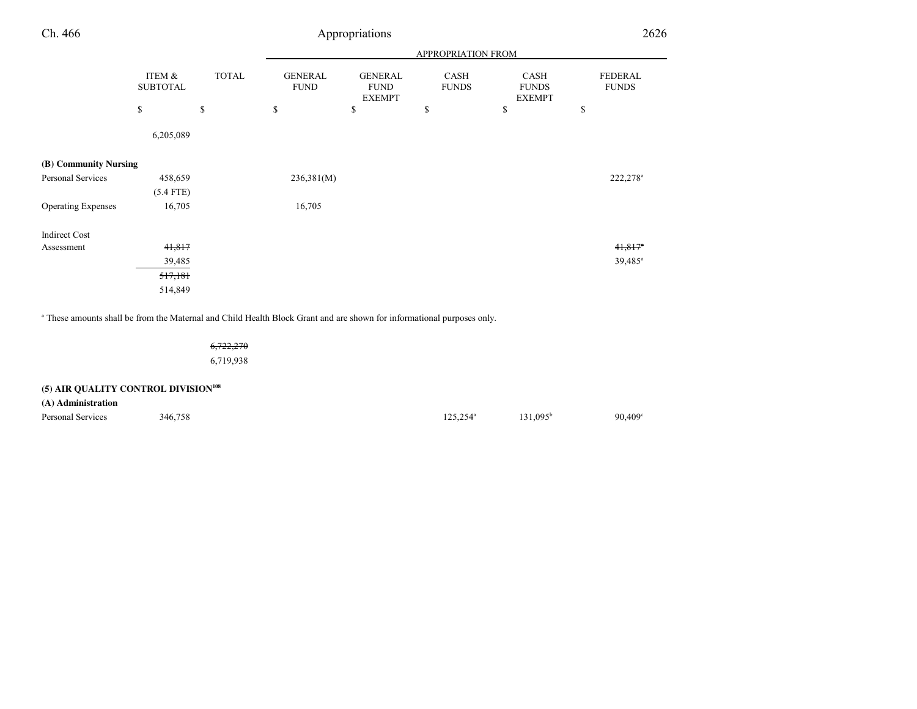| | ITEM & SUBTOTAL | TOTAL | GENERAL FUND | GENERAL FUND EXEMPT | CASH FUNDS | CASH FUNDS EXEMPT | FEDERAL FUNDS |
|---|---|---|---|---|---|---|---|
| | | | APPROPRIATION FROM | | | | |
| | $ | $ | $ | $ | $ | $ | $ |
| | 6,205,089 | | | | | | |
| **(B) Community Nursing** | | | | | | | |
| Personal Services | 458,659 | | 236,381(M) | | | | 222,278[a] |
| | (5.4 FTE) | | | | | | |
| Operating Expenses | 16,705 | | 16,705 | | | | |
| Indirect Cost Assessment | ~~41,817~~ | | | | | | ~~41,817[a]~~ |
| | 39,485 | | | | | | 39,485[a] |
| | ~~517,181~~ | | | | | | |
| | 514,849 | | | | | | |

[a] These amounts shall be from the Maternal and Child Health Block Grant and are shown for informational purposes only.

| | ITEM & SUBTOTAL | TOTAL | GENERAL FUND | GENERAL FUND EXEMPT | CASH FUNDS | CASH FUNDS EXEMPT | FEDERAL FUNDS |
|---|---|---|---|---|---|---|---|
| | | ~~6,722,270~~ | | | | | |
| | | 6,719,938 | | | | | |
| **(5) AIR QUALITY CONTROL DIVISION[108]** | | | | | | | |
| **(A) Administration** | | | | | | | |
| Personal Services | 346,758 | | | | 125,254[a] | 131,095[b] | 90,409[c] |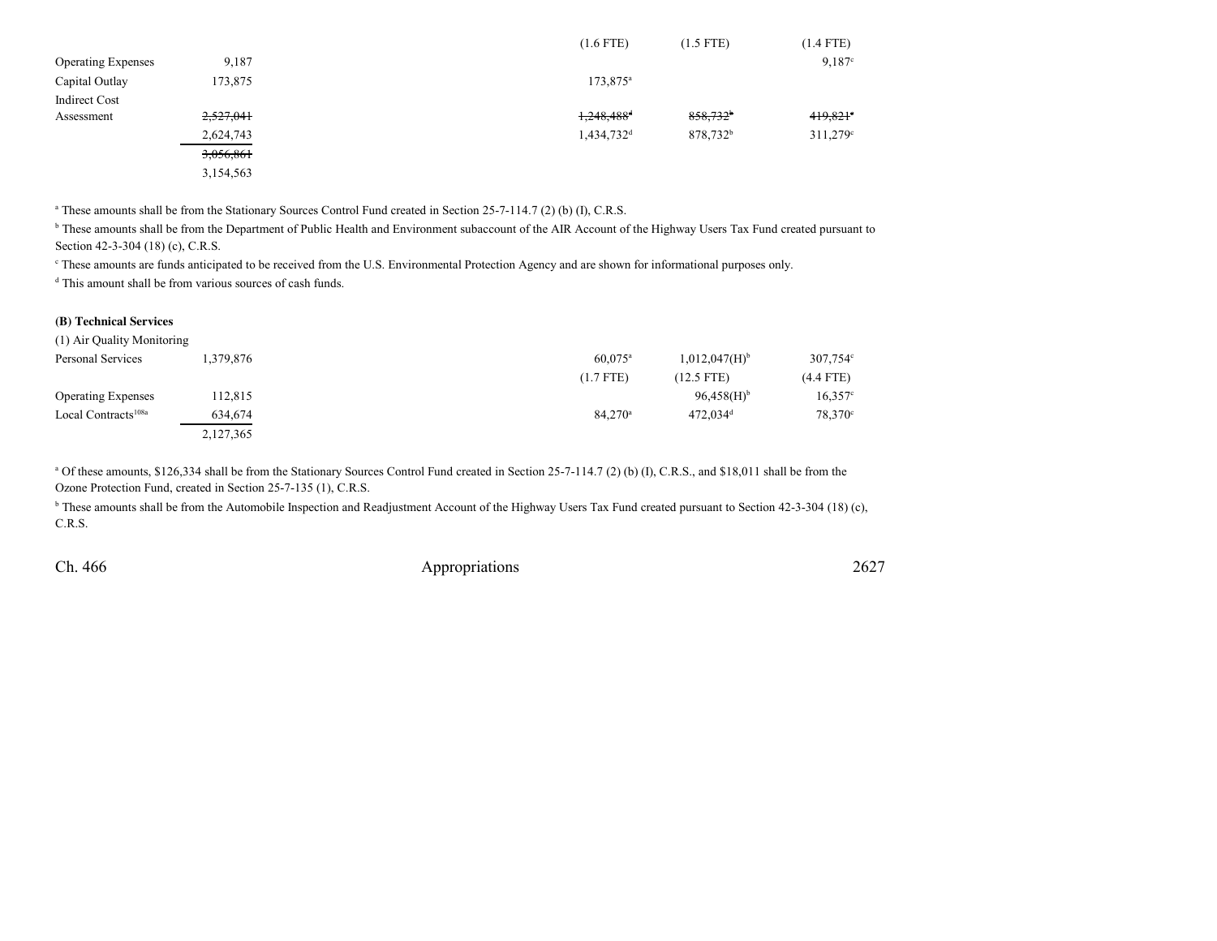| | Total | | | Cash Funds | Cash Funds Exempt | Federal Funds |
|---|---|---|---|---|---|---|
| | | | | (1.6 FTE) | (1.5 FTE) | (1.4 FTE) |
| Operating Expenses | 9,187 | | | | | 9,187[c] |
| Capital Outlay | 173,875 | | | 173,875[a] | | |
| Indirect Cost Assessment | ~~2,527,041~~ | | | ~~1,248,488~~[d] | ~~858,732~~[b] | ~~419,821~~[c] |
| | 2,624,743 | | | 1,434,732[d] | 878,732[b] | 311,279[c] |
| | ~~3,056,861~~ | | | | | |
| | 3,154,563 | | | | | |

[a] These amounts shall be from the Stationary Sources Control Fund created in Section 25-7-114.7 (2) (b) (I), C.R.S.

[b] These amounts shall be from the Department of Public Health and Environment subaccount of the AIR Account of the Highway Users Tax Fund created pursuant to Section 42-3-304 (18) (c), C.R.S.

[c] These amounts are funds anticipated to be received from the U.S. Environmental Protection Agency and are shown for informational purposes only.

[d] This amount shall be from various sources of cash funds.

**(B) Technical Services**

| (1) Air Quality Monitoring | | | | | | |
|---|---|---|---|---|---|---|
| Personal Services | 1,379,876 | | | 60,075[a] | 1,012,047(H)[b] | 307,754[c] |
| | | | | (1.7 FTE) | (12.5 FTE) | (4.4 FTE) |
| Operating Expenses | 112,815 | | | | 96,458(H)[b] | 16,357[c] |
| Local Contracts[108a] | 634,674 | | | 84,270[a] | 472,034[d] | 78,370[c] |
| | 2,127,365 | | | | | |

[a] Of these amounts, $126,334 shall be from the Stationary Sources Control Fund created in Section 25-7-114.7 (2) (b) (I), C.R.S., and $18,011 shall be from the Ozone Protection Fund, created in Section 25-7-135 (1), C.R.S.

[b] These amounts shall be from the Automobile Inspection and Readjustment Account of the Highway Users Tax Fund created pursuant to Section 42-3-304 (18) (c), C.R.S.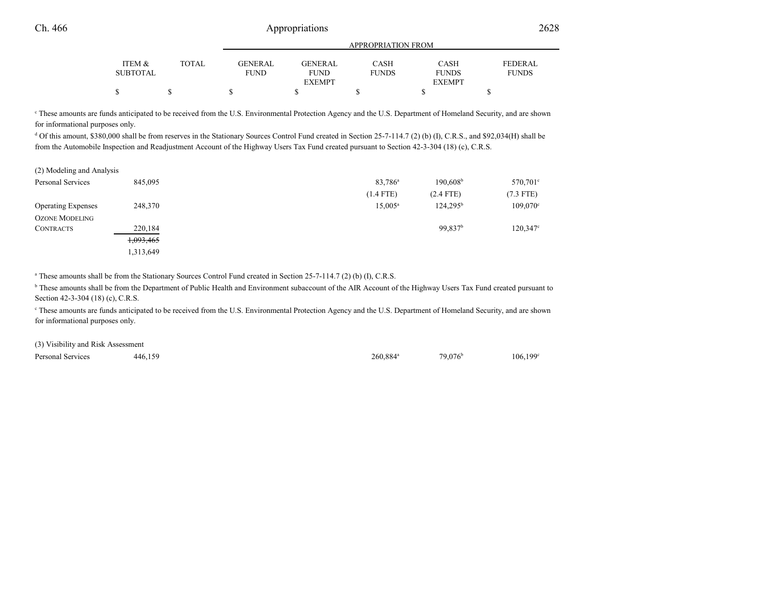| | ITEM & SUBTOTAL | TOTAL | GENERAL FUND | GENERAL FUND EXEMPT | CASH FUNDS | CASH FUNDS EXEMPT | FEDERAL FUNDS |
|---|---|---|---|---|---|---|---|
| | | | | | APPROPRIATION FROM | | |
| | $ | $ | $ | $ | $ | $ | $ |

[c] These amounts are funds anticipated to be received from the U.S. Environmental Protection Agency and the U.S. Department of Homeland Security, and are shown for informational purposes only.

[d] Of this amount, $380,000 shall be from reserves in the Stationary Sources Control Fund created in Section 25-7-114.7 (2) (b) (I), C.R.S., and $92,034(H) shall be from the Automobile Inspection and Readjustment Account of the Highway Users Tax Fund created pursuant to Section 42-3-304 (18) (c), C.R.S.

| | ITEM & SUBTOTAL | TOTAL | GENERAL FUND | GENERAL FUND EXEMPT | CASH FUNDS | CASH FUNDS EXEMPT | FEDERAL FUNDS |
|---|---|---|---|---|---|---|---|
| (2) Modeling and Analysis | | | | | | | |
| Personal Services | 845,095 | | | | 83,786[a] | 190,608[b] | 570,701[c] |
| | | | | | (1.4 FTE) | (2.4 FTE) | (7.3 FTE) |
| Operating Expenses | 248,370 | | | | 15,005[a] | 124,295[b] | 109,070[c] |
| OZONE MODELING CONTRACTS | 220,184 | | | | | 99,837[b] | 120,347[c] |
| | ~~1,093,465~~ | | | | | | |
| | 1,313,649 | | | | | | |

[a] These amounts shall be from the Stationary Sources Control Fund created in Section 25-7-114.7 (2) (b) (I), C.R.S.

[b] These amounts shall be from the Department of Public Health and Environment subaccount of the AIR Account of the Highway Users Tax Fund created pursuant to Section 42-3-304 (18) (c), C.R.S.

[c] These amounts are funds anticipated to be received from the U.S. Environmental Protection Agency and the U.S. Department of Homeland Security, and are shown for informational purposes only.

| | ITEM & SUBTOTAL | TOTAL | GENERAL FUND | GENERAL FUND EXEMPT | CASH FUNDS | CASH FUNDS EXEMPT | FEDERAL FUNDS |
|---|---|---|---|---|---|---|---|
| (3) Visibility and Risk Assessment | | | | | | | |
| Personal Services | 446,159 | | | | 260,884[a] | 79,076[b] | 106,199[c] |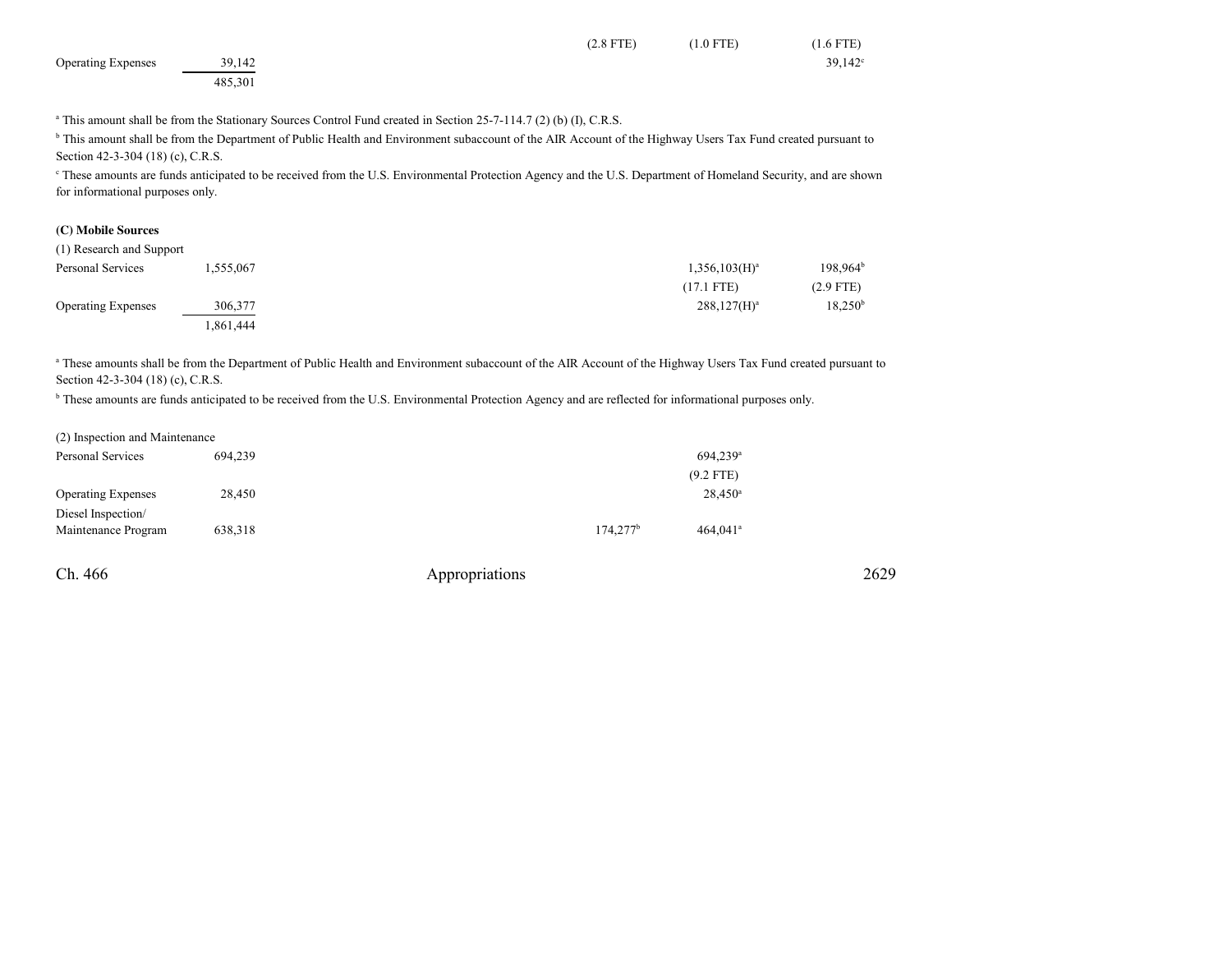| | | | | | | |
|---|---|---|---|---|---|---|
| | | | | (2.8 FTE) | (1.0 FTE) | (1.6 FTE) |
| Operating Expenses | 39,142 | | | | | 39,142[c] |
| | 485,301 | | | | | |

[a] This amount shall be from the Stationary Sources Control Fund created in Section 25-7-114.7 (2) (b) (I), C.R.S.

[b] This amount shall be from the Department of Public Health and Environment subaccount of the AIR Account of the Highway Users Tax Fund created pursuant to Section 42-3-304 (18) (c), C.R.S.

[c] These amounts are funds anticipated to be received from the U.S. Environmental Protection Agency and the U.S. Department of Homeland Security, and are shown for informational purposes only.

**(C) Mobile Sources**

(1) Research and Support

| | | | | | | |
|---|---|---|---|---|---|---|
| Personal Services | 1,555,067 | | | | 1,356,103(H)[a] | 198,964[b] |
| | | | | | (17.1 FTE) | (2.9 FTE) |
| Operating Expenses | 306,377 | | | | 288,127(H)[a] | 18,250[b] |
| | 1,861,444 | | | | | |

[a] These amounts shall be from the Department of Public Health and Environment subaccount of the AIR Account of the Highway Users Tax Fund created pursuant to Section 42-3-304 (18) (c), C.R.S.

[b] These amounts are funds anticipated to be received from the U.S. Environmental Protection Agency and are reflected for informational purposes only.

(2) Inspection and Maintenance

| | | | | | | |
|---|---|---|---|---|---|---|
| Personal Services | 694,239 | | | | 694,239[a] | |
| | | | | | (9.2 FTE) | |
| Operating Expenses | 28,450 | | | | 28,450[a] | |
| Diesel Inspection/ Maintenance Program | 638,318 | | | 174,277[b] | 464,041[a] | |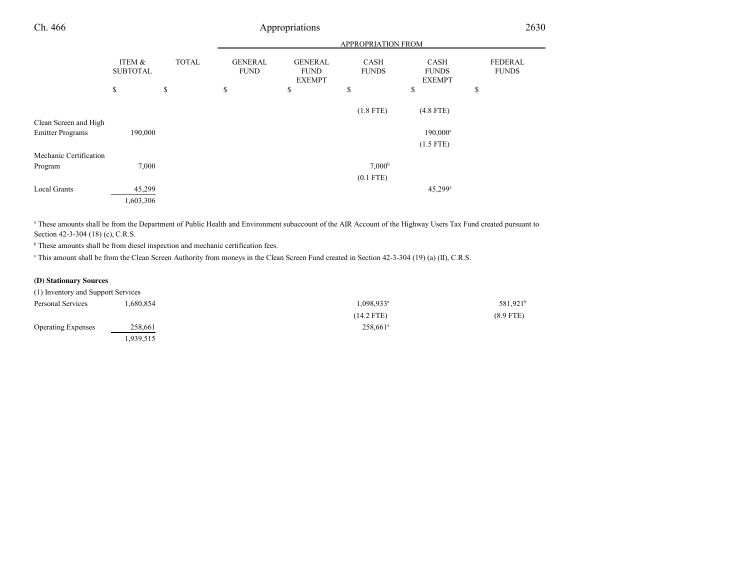| | ITEM & SUBTOTAL | TOTAL | APPROPRIATION FROM GENERAL FUND | GENERAL FUND EXEMPT | CASH FUNDS | CASH FUNDS EXEMPT | FEDERAL FUNDS |
|---|---|---|---|---|---|---|---|
| | $ | $ | $ | $ | $ | $ | $ |
| | | | | | (1.8 FTE) | (4.8 FTE) | |
| Clean Screen and High Emitter Programs | 190,000 | | | | | 190,000[c] | |
| | | | | | | (1.5 FTE) | |
| Mechanic Certification Program | 7,000 | | | | 7,000[b] | | |
| | | | | | (0.1 FTE) | | |
| Local Grants | 45,299 | | | | | 45,299[a] | |
| | 1,603,306 | | | | | | |

[a] These amounts shall be from the Department of Public Health and Environment subaccount of the AIR Account of the Highway Users Tax Fund created pursuant to Section 42-3-304 (18) (c), C.R.S.

[b] These amounts shall be from diesel inspection and mechanic certification fees.

[c] This amount shall be from the Clean Screen Authority from moneys in the Clean Screen Fund created in Section 42-3-304 (19) (a) (II), C.R.S.

**(D) Stationary Sources**

(1) Inventory and Support Services

| | ITEM & SUBTOTAL | TOTAL | GENERAL FUND | GENERAL FUND EXEMPT | CASH FUNDS | CASH FUNDS EXEMPT | FEDERAL FUNDS |
|---|---|---|---|---|---|---|---|
| Personal Services | 1,680,854 | | | | 1,098,933[a] | | 581,921[b] |
| | | | | | (14.2 FTE) | | (8.9 FTE) |
| Operating Expenses | 258,661 | | | | 258,661[a] | | |
| | 1,939,515 | | | | | | |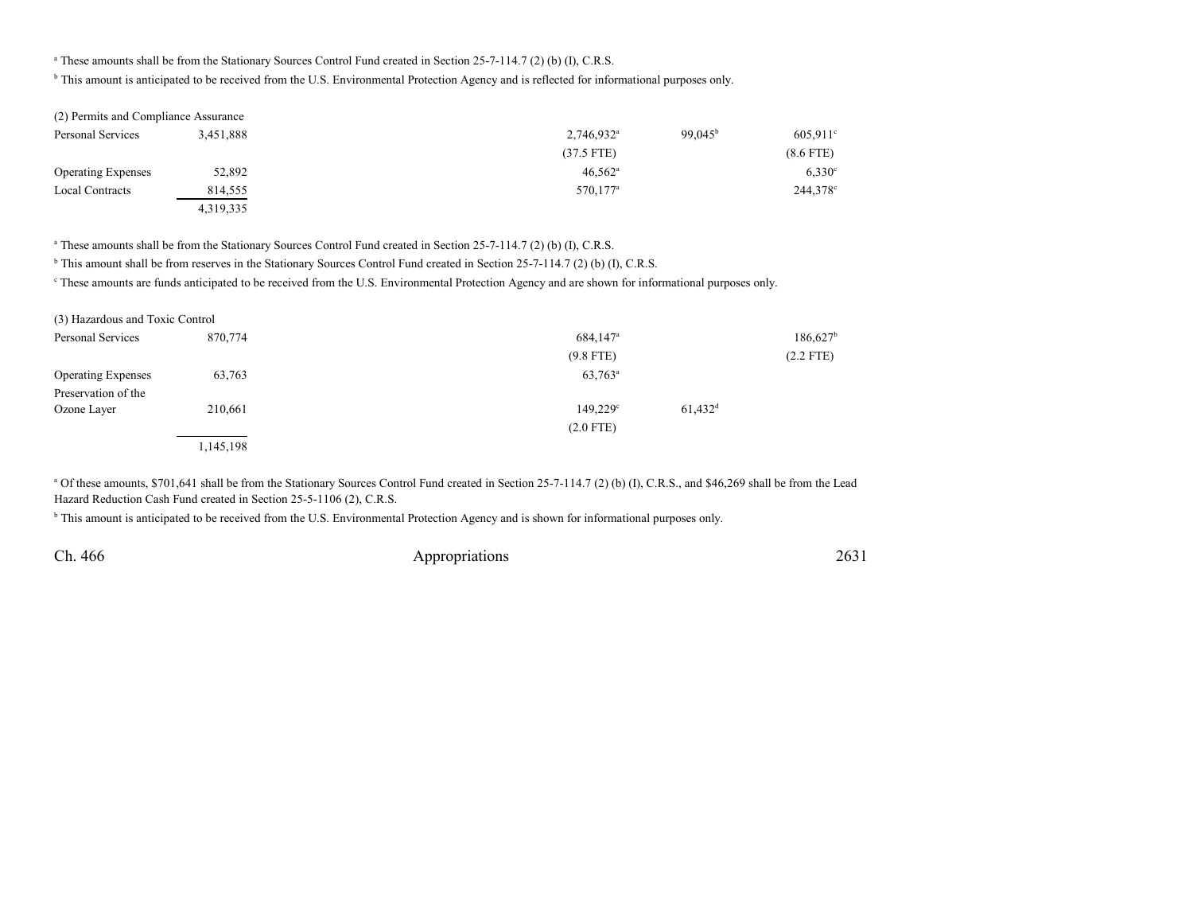[a] These amounts shall be from the Stationary Sources Control Fund created in Section 25-7-114.7 (2) (b) (I), C.R.S.

[b] This amount is anticipated to be received from the U.S. Environmental Protection Agency and is reflected for informational purposes only.

| | | | | |
|---|---|---|---|---|
| (2) Permits and Compliance Assurance | | | | |
| Personal Services | 3,451,888 | 2,746,932[a] | 99,045[b] | 605,911[c] |
| | | (37.5 FTE) | | (8.6 FTE) |
| Operating Expenses | 52,892 | 46,562[a] | | 6,330[c] |
| Local Contracts | 814,555 | 570,177[a] | | 244,378[c] |
| | 4,319,335 | | | |

[a] These amounts shall be from the Stationary Sources Control Fund created in Section 25-7-114.7 (2) (b) (I), C.R.S.

[b] This amount shall be from reserves in the Stationary Sources Control Fund created in Section 25-7-114.7 (2) (b) (I), C.R.S.

[c] These amounts are funds anticipated to be received from the U.S. Environmental Protection Agency and are shown for informational purposes only.

| | | | | |
|---|---|---|---|---|
| (3) Hazardous and Toxic Control | | | | |
| Personal Services | 870,774 | 684,147[a] | | 186,627[b] |
| | | (9.8 FTE) | | (2.2 FTE) |
| Operating Expenses | 63,763 | 63,763[a] | | |
| Preservation of the Ozone Layer | 210,661 | 149,229[c] | 61,432[d] | |
| | | (2.0 FTE) | | |
| | 1,145,198 | | | |

[a] Of these amounts, $701,641 shall be from the Stationary Sources Control Fund created in Section 25-7-114.7 (2) (b) (I), C.R.S., and $46,269 shall be from the Lead Hazard Reduction Cash Fund created in Section 25-5-1106 (2), C.R.S.

[b] This amount is anticipated to be received from the U.S. Environmental Protection Agency and is shown for informational purposes only.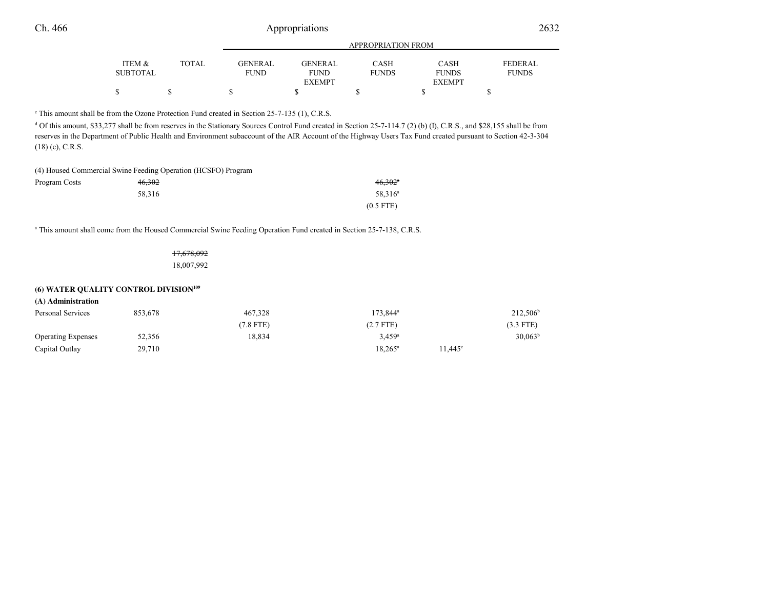| | ITEM & SUBTOTAL | TOTAL | APPROPRIATION FROM GENERAL FUND | GENERAL FUND EXEMPT | CASH FUNDS | CASH FUNDS EXEMPT | FEDERAL FUNDS |
|---|---|---|---|---|---|---|---|
| | $ | $ | $ | $ | $ | $ | $ |

[c] This amount shall be from the Ozone Protection Fund created in Section 25-7-135 (1), C.R.S.

[d] Of this amount, $33,277 shall be from reserves in the Stationary Sources Control Fund created in Section 25-7-114.7 (2) (b) (I), C.R.S., and $28,155 shall be from reserves in the Department of Public Health and Environment subaccount of the AIR Account of the Highway Users Tax Fund created pursuant to Section 42-3-304 (18) (c), C.R.S.

(4) Housed Commercial Swine Feeding Operation (HCSFO) Program

| | ITEM & SUBTOTAL | TOTAL | GENERAL FUND | GENERAL FUND EXEMPT | CASH FUNDS | CASH FUNDS EXEMPT | FEDERAL FUNDS |
|---|---|---|---|---|---|---|---|
| Program Costs | ~~46,302~~ | | | | ~~46,302~~[a] | | |
| | 58,316 | | | | 58,316[a] | | |
| | | | | | (0.5 FTE) | | |

[a] This amount shall come from the Housed Commercial Swine Feeding Operation Fund created in Section 25-7-138, C.R.S.

| | ITEM & SUBTOTAL | TOTAL | GENERAL FUND | GENERAL FUND EXEMPT | CASH FUNDS | CASH FUNDS EXEMPT | FEDERAL FUNDS |
|---|---|---|---|---|---|---|---|
| | | ~~17,678,092~~ | | | | | |
| | | 18,007,992 | | | | | |

**(6) WATER QUALITY CONTROL DIVISION[109]**

**(A) Administration**

| | ITEM & SUBTOTAL | TOTAL | GENERAL FUND | GENERAL FUND EXEMPT | CASH FUNDS | CASH FUNDS EXEMPT | FEDERAL FUNDS |
|---|---|---|---|---|---|---|---|
| Personal Services | 853,678 | | 467,328 | | 173,844[a] | | 212,506[b] |
| | | | (7.8 FTE) | | (2.7 FTE) | | (3.3 FTE) |
| Operating Expenses | 52,356 | | 18,834 | | 3,459[a] | | 30,063[b] |
| Capital Outlay | 29,710 | | | | 18,265[a] | 11,445[c] | |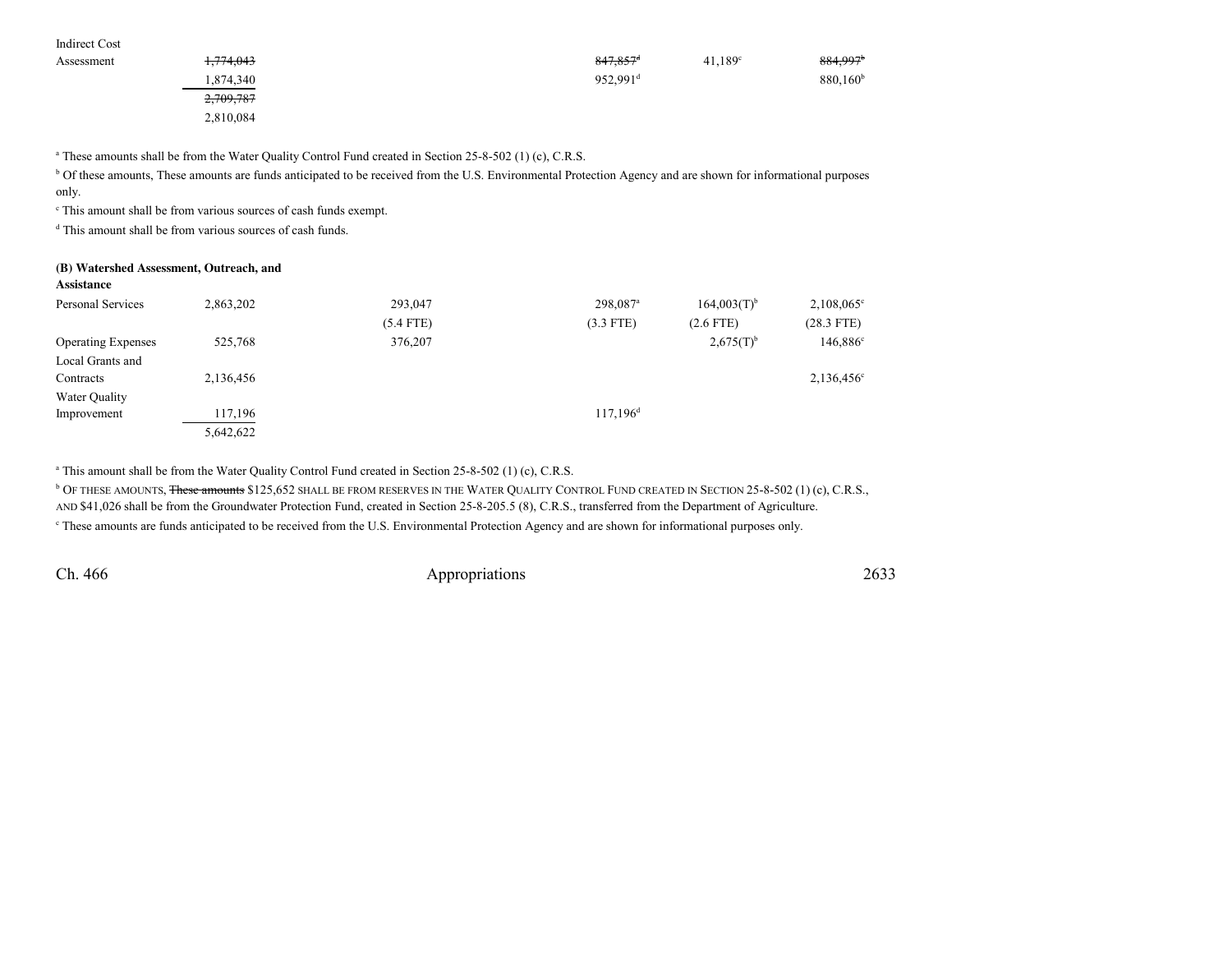| | | | | | |
|---|---|---|---|---|---|
| Indirect Cost Assessment | ~~1,774,043~~ | | ~~847,857~~[d] | 41,189[c] | ~~884,997~~[b] |
| | 1,874,340 | | 952,991[d] | | 880,160[b] |
| | ~~2,709,787~~ | | | | |
| | 2,810,084 | | | | |

[a] These amounts shall be from the Water Quality Control Fund created in Section 25-8-502 (1) (c), C.R.S.

[b] Of these amounts, These amounts are funds anticipated to be received from the U.S. Environmental Protection Agency and are shown for informational purposes only.

[c] This amount shall be from various sources of cash funds exempt.

[d] This amount shall be from various sources of cash funds.

**(B) Watershed Assessment, Outreach, and Assistance**

| | | | | | |
|---|---|---|---|---|---|
| Personal Services | 2,863,202 | 293,047 | 298,087[a] | 164,003(T)[b] | 2,108,065[c] |
| | | (5.4 FTE) | (3.3 FTE) | (2.6 FTE) | (28.3 FTE) |
| Operating Expenses | 525,768 | 376,207 | | 2,675(T)[b] | 146,886[c] |
| Local Grants and Contracts | 2,136,456 | | | | 2,136,456[c] |
| Water Quality Improvement | 117,196 | | 117,196[d] | | |
| | 5,642,622 | | | | |

[a] This amount shall be from the Water Quality Control Fund created in Section 25-8-502 (1) (c), C.R.S.

[b] OF THESE AMOUNTS, ~~These amounts~~ $125,652 SHALL BE FROM RESERVES IN THE WATER QUALITY CONTROL FUND CREATED IN SECTION 25-8-502 (1) (c), C.R.S., AND $41,026 shall be from the Groundwater Protection Fund, created in Section 25-8-205.5 (8), C.R.S., transferred from the Department of Agriculture.

[c] These amounts are funds anticipated to be received from the U.S. Environmental Protection Agency and are shown for informational purposes only.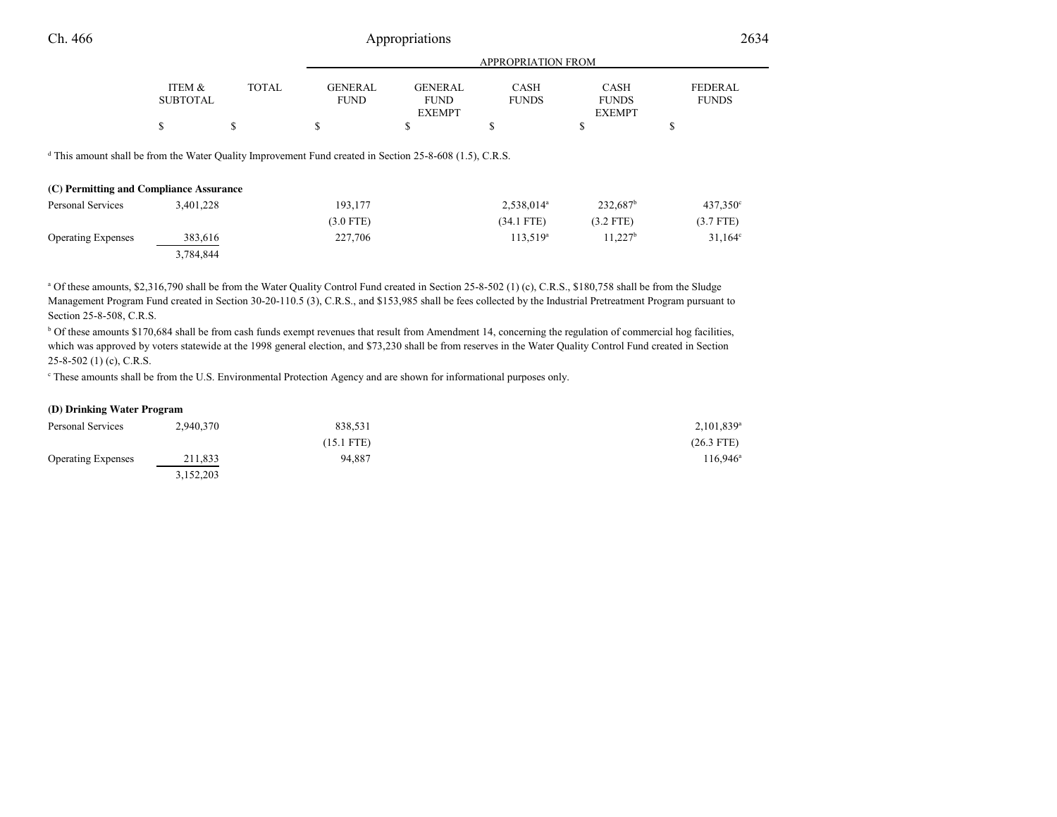| | ITEM & SUBTOTAL | TOTAL | APPROPRIATION FROM GENERAL FUND | GENERAL FUND EXEMPT | CASH FUNDS | CASH FUNDS EXEMPT | FEDERAL FUNDS |
|---|---|---|---|---|---|---|---|
| | $ | $ | $ | $ | $ | $ | $ |

[d] This amount shall be from the Water Quality Improvement Fund created in Section 25-8-608 (1.5), C.R.S.

**(C) Permitting and Compliance Assurance**

| | ITEM & SUBTOTAL | TOTAL | GENERAL FUND | GENERAL FUND EXEMPT | CASH FUNDS | CASH FUNDS EXEMPT | FEDERAL FUNDS |
|---|---|---|---|---|---|---|---|
| Personal Services | 3,401,228 | | 193,177 | | 2,538,014[a] | 232,687[b] | 437,350[c] |
| | | | (3.0 FTE) | | (34.1 FTE) | (3.2 FTE) | (3.7 FTE) |
| Operating Expenses | 383,616 | | 227,706 | | 113,519[a] | 11,227[b] | 31,164[c] |
| | 3,784,844 | | | | | | |

[a] Of these amounts, $2,316,790 shall be from the Water Quality Control Fund created in Section 25-8-502 (1) (c), C.R.S., $180,758 shall be from the Sludge Management Program Fund created in Section 30-20-110.5 (3), C.R.S., and $153,985 shall be fees collected by the Industrial Pretreatment Program pursuant to Section 25-8-508, C.R.S.

[b] Of these amounts $170,684 shall be from cash funds exempt revenues that result from Amendment 14, concerning the regulation of commercial hog facilities, which was approved by voters statewide at the 1998 general election, and $73,230 shall be from reserves in the Water Quality Control Fund created in Section 25-8-502 (1) (c), C.R.S.

[c] These amounts shall be from the U.S. Environmental Protection Agency and are shown for informational purposes only.

**(D) Drinking Water Program**

| | ITEM & SUBTOTAL | TOTAL | GENERAL FUND | GENERAL FUND EXEMPT | CASH FUNDS | CASH FUNDS EXEMPT | FEDERAL FUNDS |
|---|---|---|---|---|---|---|---|
| Personal Services | 2,940,370 | | 838,531 | | | | 2,101,839[a] |
| | | | (15.1 FTE) | | | | (26.3 FTE) |
| Operating Expenses | 211,833 | | 94,887 | | | | 116,946[a] |
| | 3,152,203 | | | | | | |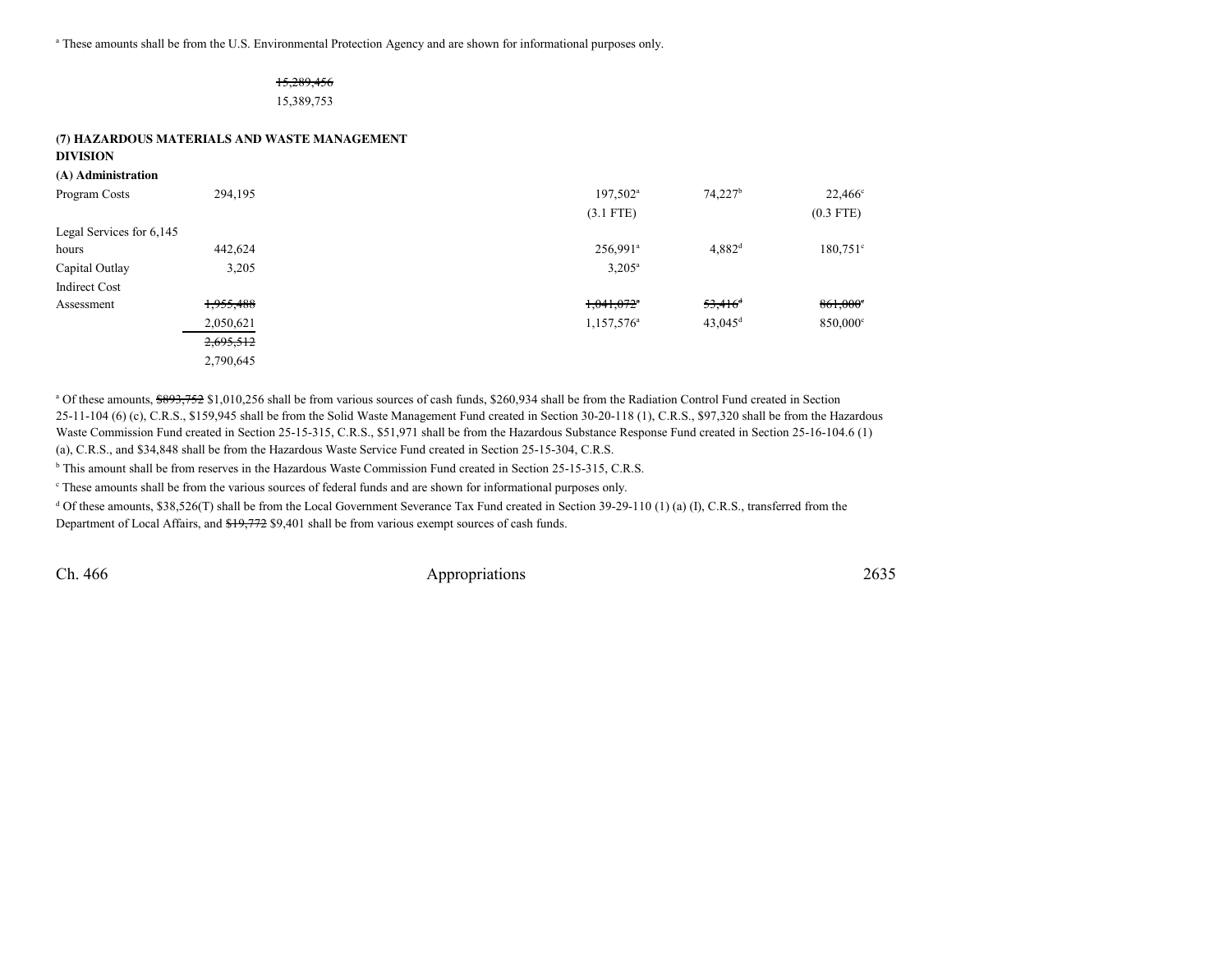[a] These amounts shall be from the U.S. Environmental Protection Agency and are shown for informational purposes only.

| | | | | | |
|---|---|---|---|---|---|
| | | ~~15,289,456~~ | | | |
| | | 15,389,753 | | | |

**(7) HAZARDOUS MATERIALS AND WASTE MANAGEMENT DIVISION**

**(A) Administration**

| | | | | | |
|---|---|---|---|---|---|
| Program Costs | 294,195 | | 197,502[a] | 74,227[b] | 22,466[c] |
| | | | (3.1 FTE) | | (0.3 FTE) |
| Legal Services for 6,145 hours | 442,624 | | 256,991[a] | 4,882[d] | 180,751[c] |
| Capital Outlay | 3,205 | | 3,205[a] | | |
| Indirect Cost Assessment | ~~1,955,488~~ | | ~~1,041,072~~[a] | ~~53,416~~[d] | ~~861,000~~[c] |
| | 2,050,621 | | 1,157,576[a] | 43,045[d] | 850,000[c] |
| | ~~2,695,512~~ | | | | |
| | 2,790,645 | | | | |

[a] Of these amounts, ~~$893,752~~ $1,010,256 shall be from various sources of cash funds, $260,934 shall be from the Radiation Control Fund created in Section 25-11-104 (6) (c), C.R.S., $159,945 shall be from the Solid Waste Management Fund created in Section 30-20-118 (1), C.R.S., $97,320 shall be from the Hazardous Waste Commission Fund created in Section 25-15-315, C.R.S., $51,971 shall be from the Hazardous Substance Response Fund created in Section 25-16-104.6 (1) (a), C.R.S., and $34,848 shall be from the Hazardous Waste Service Fund created in Section 25-15-304, C.R.S.

[b] This amount shall be from reserves in the Hazardous Waste Commission Fund created in Section 25-15-315, C.R.S.

[c] These amounts shall be from the various sources of federal funds and are shown for informational purposes only.

[d] Of these amounts, $38,526(T) shall be from the Local Government Severance Tax Fund created in Section 39-29-110 (1) (a) (I), C.R.S., transferred from the Department of Local Affairs, and ~~$19,772~~ $9,401 shall be from various exempt sources of cash funds.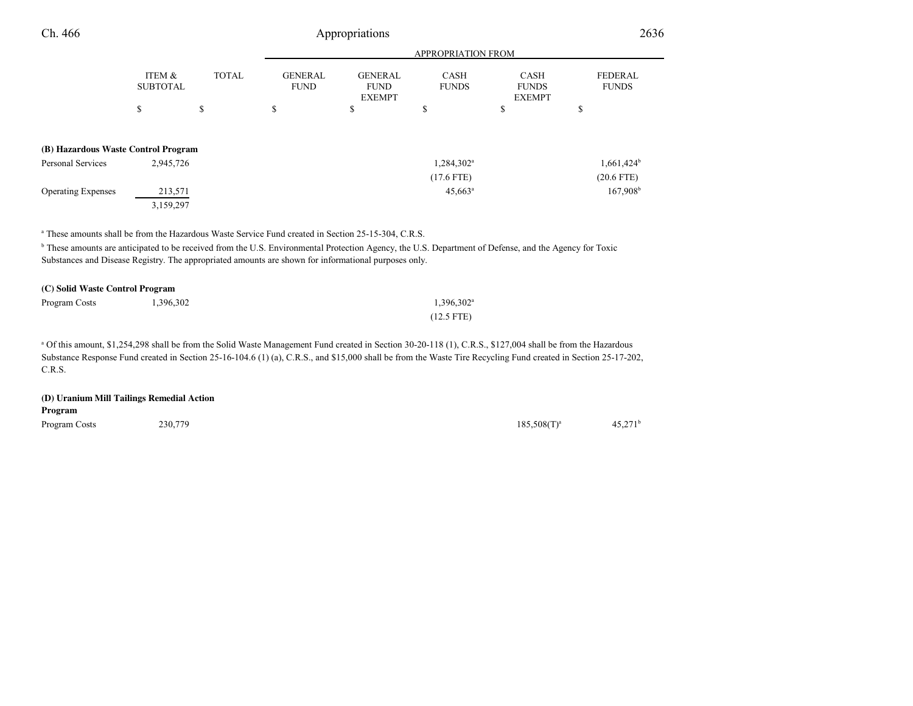| | ITEM & SUBTOTAL | TOTAL | APPROPRIATION FROM GENERAL FUND | GENERAL FUND EXEMPT | CASH FUNDS | CASH FUNDS EXEMPT | FEDERAL FUNDS |
|---|---|---|---|---|---|---|---|
| | $ | $ | $ | $ | $ | $ | $ |
| **(B) Hazardous Waste Control Program** | | | | | | | |
| Personal Services | 2,945,726 | | | | 1,284,302[a] | | 1,661,424[b] |
| | | | | | (17.6 FTE) | | (20.6 FTE) |
| Operating Expenses | 213,571 | | | | 45,663[a] | | 167,908[b] |
| | 3,159,297 | | | | | | |

[a] These amounts shall be from the Hazardous Waste Service Fund created in Section 25-15-304, C.R.S.

[b] These amounts are anticipated to be received from the U.S. Environmental Protection Agency, the U.S. Department of Defense, and the Agency for Toxic Substances and Disease Registry. The appropriated amounts are shown for informational purposes only.

| | ITEM & SUBTOTAL | TOTAL | GENERAL FUND | GENERAL FUND EXEMPT | CASH FUNDS | CASH FUNDS EXEMPT | FEDERAL FUNDS |
|---|---|---|---|---|---|---|---|
| **(C) Solid Waste Control Program** | | | | | | | |
| Program Costs | 1,396,302 | | | | 1,396,302[a] | | |
| | | | | | (12.5 FTE) | | |

[a] Of this amount, $1,254,298 shall be from the Solid Waste Management Fund created in Section 30-20-118 (1), C.R.S., $127,004 shall be from the Hazardous Substance Response Fund created in Section 25-16-104.6 (1) (a), C.R.S., and $15,000 shall be from the Waste Tire Recycling Fund created in Section 25-17-202, C.R.S.

| | ITEM & SUBTOTAL | TOTAL | GENERAL FUND | GENERAL FUND EXEMPT | CASH FUNDS | CASH FUNDS EXEMPT | FEDERAL FUNDS |
|---|---|---|---|---|---|---|---|
| **(D) Uranium Mill Tailings Remedial Action Program** | | | | | | | |
| Program Costs | 230,779 | | | | | 185,508(T)[a] | 45,271[b] |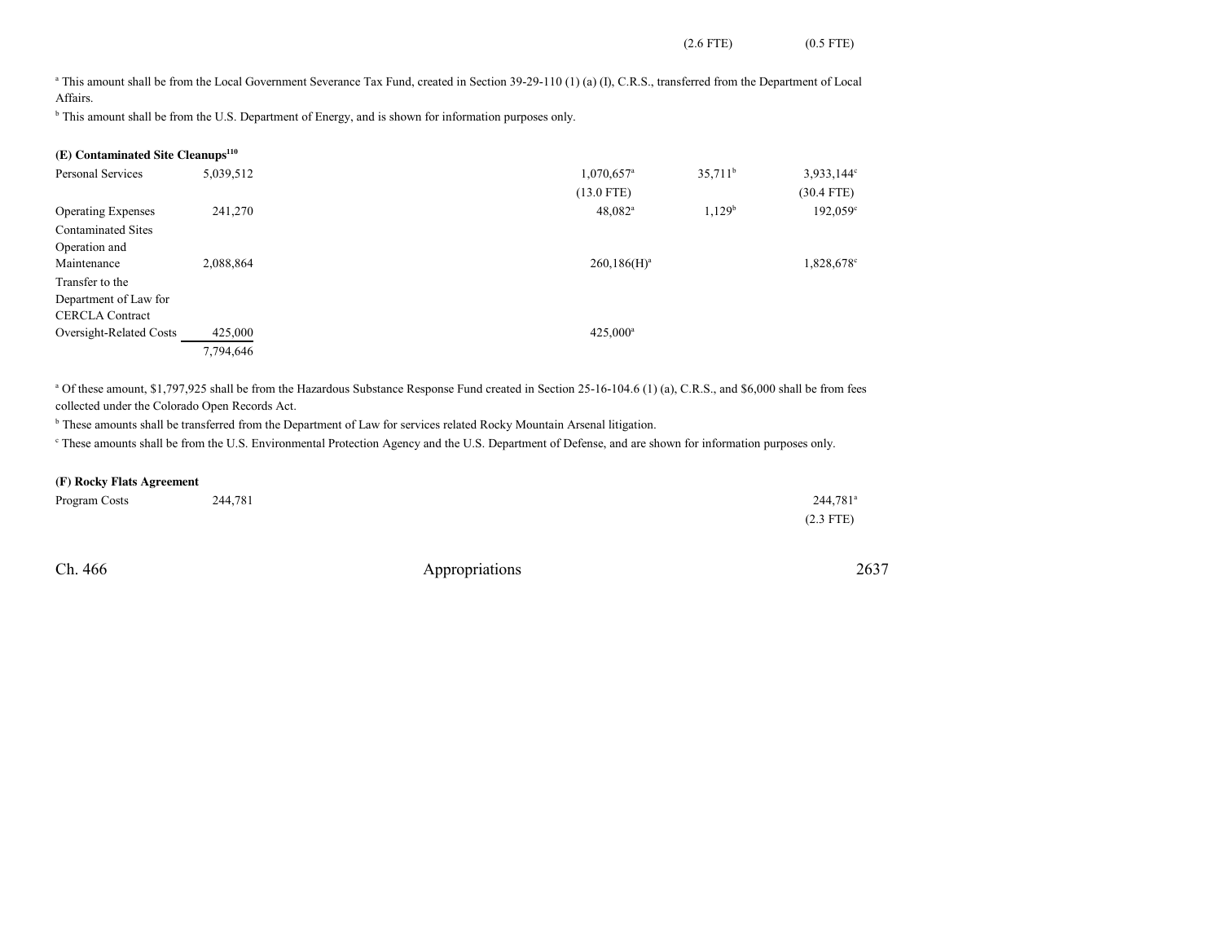| | | | | | | |
|---|---|---|---|---|---|---|
| | | | | | (2.6 FTE) | (0.5 FTE) |

[a] This amount shall be from the Local Government Severance Tax Fund, created in Section 39-29-110 (1) (a) (I), C.R.S., transferred from the Department of Local Affairs.

[b] This amount shall be from the U.S. Department of Energy, and is shown for information purposes only.

**(E) Contaminated Site Cleanups[110]**

| | | | | | | |
|---|---|---|---|---|---|---|
| Personal Services | 5,039,512 | | | 1,070,657[a] | 35,711[b] | 3,933,144[c] |
| | | | | (13.0 FTE) | | (30.4 FTE) |
| Operating Expenses | 241,270 | | | 48,082[a] | 1,129[b] | 192,059[c] |
| Contaminated Sites Operation and Maintenance | 2,088,864 | | | 260,186(H)[a] | | 1,828,678[c] |
| Transfer to the Department of Law for CERCLA Contract Oversight-Related Costs | 425,000 | | | 425,000[a] | | |
| | 7,794,646 | | | | | |

[a] Of these amount, $1,797,925 shall be from the Hazardous Substance Response Fund created in Section 25-16-104.6 (1) (a), C.R.S., and $6,000 shall be from fees collected under the Colorado Open Records Act.

[b] These amounts shall be transferred from the Department of Law for services related Rocky Mountain Arsenal litigation.

[c] These amounts shall be from the U.S. Environmental Protection Agency and the U.S. Department of Defense, and are shown for information purposes only.

**(F) Rocky Flats Agreement**

| | | | | | | |
|---|---|---|---|---|---|---|
| Program Costs | 244,781 | | | | | 244,781[a] |
| | | | | | | (2.3 FTE) |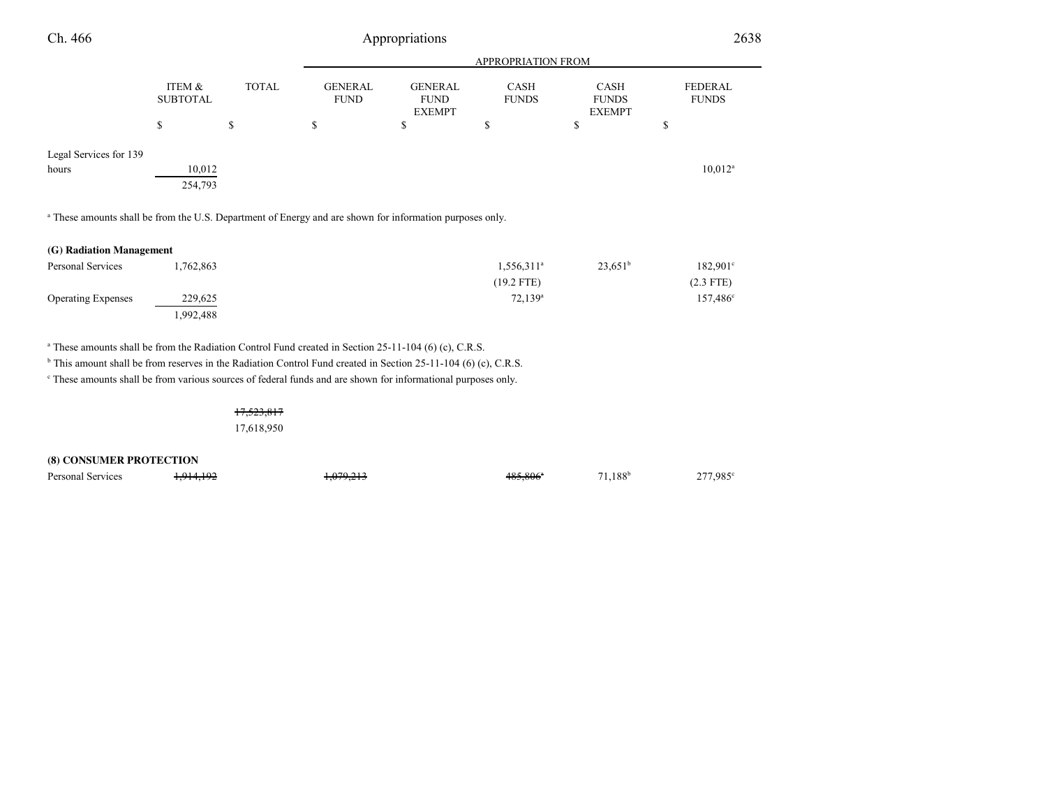| | ITEM & SUBTOTAL | TOTAL | GENERAL FUND | GENERAL FUND EXEMPT | CASH FUNDS | CASH FUNDS EXEMPT | FEDERAL FUNDS |
|---|---|---|---|---|---|---|---|
| | | | APPROPRIATION FROM | | | | |
| | $ | $ | $ | $ | $ | $ | $ |
| Legal Services for 139 hours | 10,012 | | | | | | 10,012[a] |
| | 254,793 | | | | | | |

[a] These amounts shall be from the U.S. Department of Energy and are shown for information purposes only.

**(G) Radiation Management**

| | ITEM & SUBTOTAL | TOTAL | GENERAL FUND | GENERAL FUND EXEMPT | CASH FUNDS | CASH FUNDS EXEMPT | FEDERAL FUNDS |
|---|---|---|---|---|---|---|---|
| Personal Services | 1,762,863 | | | | 1,556,311[a] | 23,651[b] | 182,901[c] |
| | | | | | (19.2 FTE) | | (2.3 FTE) |
| Operating Expenses | 229,625 | | | | 72,139[a] | | 157,486[c] |
| | 1,992,488 | | | | | | |

[a] These amounts shall be from the Radiation Control Fund created in Section 25-11-104 (6) (c), C.R.S.
[b] This amount shall be from reserves in the Radiation Control Fund created in Section 25-11-104 (6) (c), C.R.S.
[c] These amounts shall be from various sources of federal funds and are shown for informational purposes only.

| | ITEM & SUBTOTAL | TOTAL | GENERAL FUND | GENERAL FUND EXEMPT | CASH FUNDS | CASH FUNDS EXEMPT | FEDERAL FUNDS |
|---|---|---|---|---|---|---|---|
| | | ~~17,523,817~~ | | | | | |
| | | 17,618,950 | | | | | |

**(8) CONSUMER PROTECTION**

| | ITEM & SUBTOTAL | TOTAL | GENERAL FUND | GENERAL FUND EXEMPT | CASH FUNDS | CASH FUNDS EXEMPT | FEDERAL FUNDS |
|---|---|---|---|---|---|---|---|
| Personal Services | ~~1,914,192~~ | | ~~1,079,213~~ | | ~~485,806~~[a] | 71,188[b] | 277,985[c] |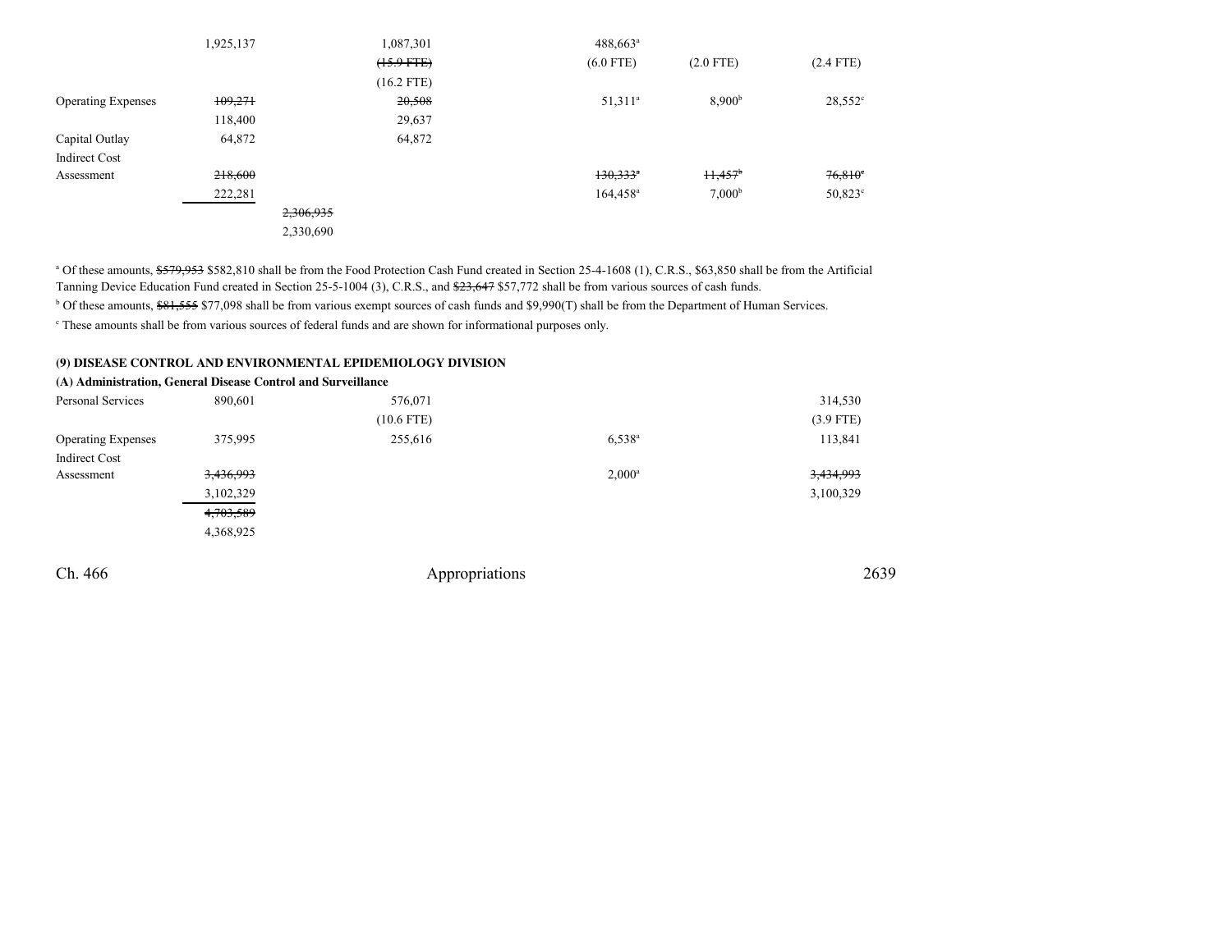| | | | | | | |
|---|---|---|---|---|---|---|
| | 1,925,137 | | 1,087,301 | 488,663[a] | | |
| | | | ~~(15.9 FTE)~~ | (6.0 FTE) | (2.0 FTE) | (2.4 FTE) |
| | | | (16.2 FTE) | | | |
| Operating Expenses | ~~109,271~~ | | ~~20,508~~ | 51,311[a] | 8,900[b] | 28,552[c] |
| | 118,400 | | 29,637 | | | |
| Capital Outlay | 64,872 | | 64,872 | | | |
| Indirect Cost Assessment | ~~218,600~~ | | | ~~130,333[a]~~ | ~~11,457[b]~~ | ~~76,810[c]~~ |
| | 222,281 | | | 164,458[a] | 7,000[b] | 50,823[c] |
| | | ~~2,306,935~~ | | | | |
| | | 2,330,690 | | | | |

[a] Of these amounts, ~~$579,953~~ $582,810 shall be from the Food Protection Cash Fund created in Section 25-4-1608 (1), C.R.S., $63,850 shall be from the Artificial Tanning Device Education Fund created in Section 25-5-1004 (3), C.R.S., and ~~$23,647~~ $57,772 shall be from various sources of cash funds.

[b] Of these amounts, ~~$81,555~~ $77,098 shall be from various exempt sources of cash funds and $9,990(T) shall be from the Department of Human Services.

[c] These amounts shall be from various sources of federal funds and are shown for informational purposes only.

**(9) DISEASE CONTROL AND ENVIRONMENTAL EPIDEMIOLOGY DIVISION**

**(A) Administration, General Disease Control and Surveillance**

| | | | | | | |
|---|---|---|---|---|---|---|
| Personal Services | 890,601 | | 576,071 | | | 314,530 |
| | | | (10.6 FTE) | | | (3.9 FTE) |
| Operating Expenses | 375,995 | | 255,616 | 6,538[a] | | 113,841 |
| Indirect Cost Assessment | ~~3,436,993~~ | | | 2,000[a] | | ~~3,434,993~~ |
| | 3,102,329 | | | | | 3,100,329 |
| | ~~4,703,589~~ | | | | | |
| | 4,368,925 | | | | | |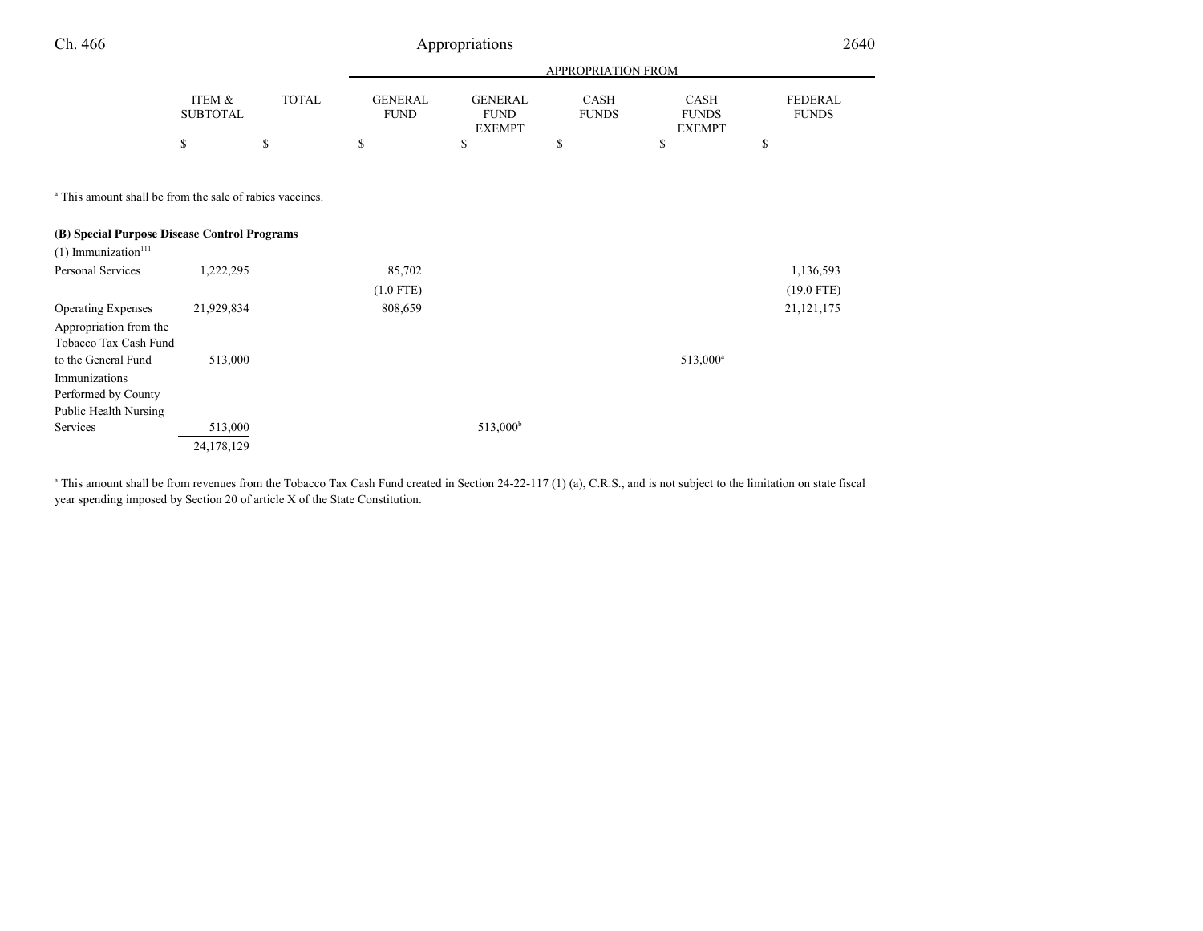| | ITEM & SUBTOTAL | TOTAL | APPROPRIATION FROM GENERAL FUND | GENERAL FUND EXEMPT | CASH FUNDS | CASH FUNDS EXEMPT | FEDERAL FUNDS |
|---|---|---|---|---|---|---|---|
| | $ | $ | $ | $ | $ | $ | $ |

[a] This amount shall be from the sale of rabies vaccines.

**(B) Special Purpose Disease Control Programs**

| | ITEM & SUBTOTAL | TOTAL | GENERAL FUND | GENERAL FUND EXEMPT | CASH FUNDS | CASH FUNDS EXEMPT | FEDERAL FUNDS |
|---|---|---|---|---|---|---|---|
| (1) Immunization[111] | | | | | | | |
| Personal Services | 1,222,295 | | 85,702 | | | | 1,136,593 |
| | | | (1.0 FTE) | | | | (19.0 FTE) |
| Operating Expenses | 21,929,834 | | 808,659 | | | | 21,121,175 |
| Appropriation from the Tobacco Tax Cash Fund to the General Fund | 513,000 | | | | | 513,000[a] | |
| Immunizations Performed by County Public Health Nursing Services | 513,000 | | | 513,000[b] | | | |
| | 24,178,129 | | | | | | |

[a] This amount shall be from revenues from the Tobacco Tax Cash Fund created in Section 24-22-117 (1) (a), C.R.S., and is not subject to the limitation on state fiscal year spending imposed by Section 20 of article X of the State Constitution.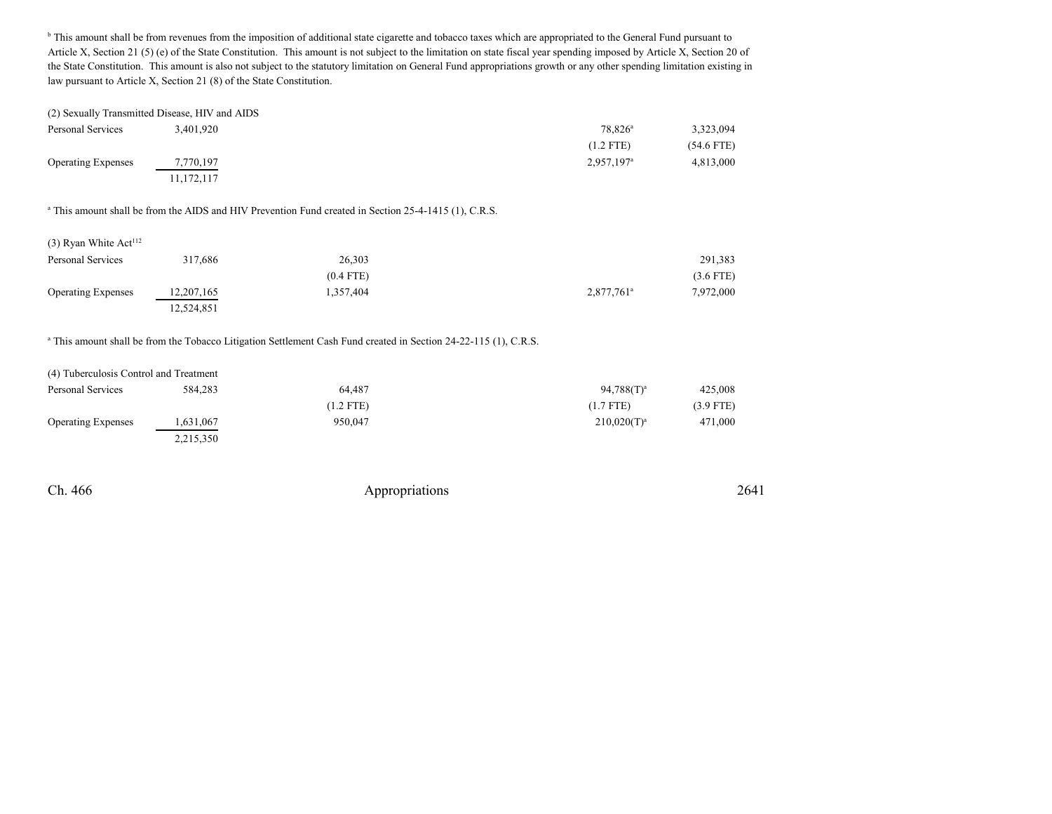[b] This amount shall be from revenues from the imposition of additional state cigarette and tobacco taxes which are appropriated to the General Fund pursuant to Article X, Section 21 (5) (e) of the State Constitution. This amount is not subject to the limitation on state fiscal year spending imposed by Article X, Section 20 of the State Constitution. This amount is also not subject to the statutory limitation on General Fund appropriations growth or any other spending limitation existing in law pursuant to Article X, Section 21 (8) of the State Constitution.

| | | | | | | |
|---|---|---|---|---|---|---|
| (2) Sexually Transmitted Disease, HIV and AIDS | | | | | | |
| Personal Services | 3,401,920 | | | 78,826[a] | | 3,323,094 |
| | | | | (1.2 FTE) | | (54.6 FTE) |
| Operating Expenses | 7,770,197 | | | 2,957,197[a] | | 4,813,000 |
| | 11,172,117 | | | | | |

[a] This amount shall be from the AIDS and HIV Prevention Fund created in Section 25-4-1415 (1), C.R.S.

| | | | | | | |
|---|---|---|---|---|---|---|
| (3) Ryan White Act[112] | | | | | | |
| Personal Services | 317,686 | 26,303 | | | | 291,383 |
| | | (0.4 FTE) | | | | (3.6 FTE) |
| Operating Expenses | 12,207,165 | 1,357,404 | | 2,877,761[a] | | 7,972,000 |
| | 12,524,851 | | | | | |

[a] This amount shall be from the Tobacco Litigation Settlement Cash Fund created in Section 24-22-115 (1), C.R.S.

| | | | | | | |
|---|---|---|---|---|---|---|
| (4) Tuberculosis Control and Treatment | | | | | | |
| Personal Services | 584,283 | 64,487 | | 94,788(T)[a] | | 425,008 |
| | | (1.2 FTE) | | (1.7 FTE) | | (3.9 FTE) |
| Operating Expenses | 1,631,067 | 950,047 | | 210,020(T)[a] | | 471,000 |
| | 2,215,350 | | | | | |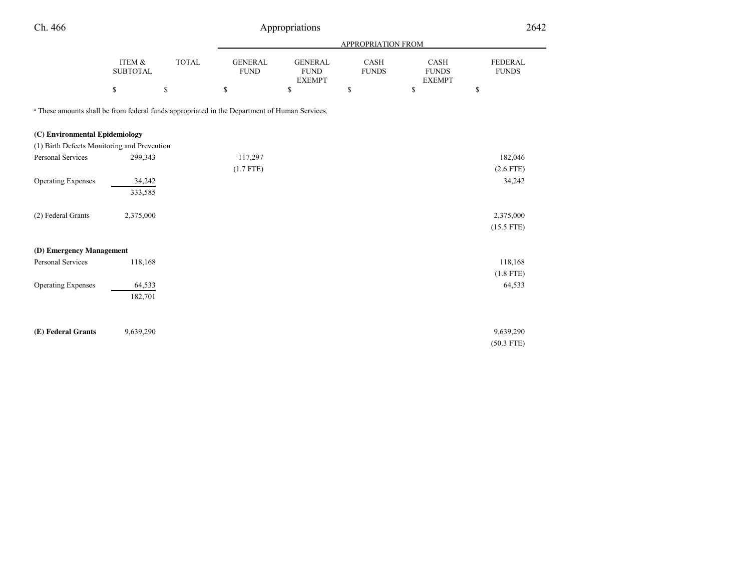| | ITEM & SUBTOTAL | TOTAL | APPROPRIATION FROM GENERAL FUND | GENERAL FUND EXEMPT | CASH FUNDS | CASH FUNDS EXEMPT | FEDERAL FUNDS |
|---|---|---|---|---|---|---|---|
| | $ | $ | $ | $ | $ | $ | $ |

[a] These amounts shall be from federal funds appropriated in the Department of Human Services.

| | ITEM & SUBTOTAL | TOTAL | GENERAL FUND | GENERAL FUND EXEMPT | CASH FUNDS | CASH FUNDS EXEMPT | FEDERAL FUNDS |
|---|---|---|---|---|---|---|---|
| **(C) Environmental Epidemiology** | | | | | | | |
| (1) Birth Defects Monitoring and Prevention | | | | | | | |
| Personal Services | 299,343 | | 117,297 | | | | 182,046 |
| | | | (1.7 FTE) | | | | (2.6 FTE) |
| Operating Expenses | 34,242 | | | | | | 34,242 |
| | 333,585 | | | | | | |
| (2) Federal Grants | 2,375,000 | | | | | | 2,375,000 |
| | | | | | | | (15.5 FTE) |
| **(D) Emergency Management** | | | | | | | |
| Personal Services | 118,168 | | | | | | 118,168 |
| | | | | | | | (1.8 FTE) |
| Operating Expenses | 64,533 | | | | | | 64,533 |
| | 182,701 | | | | | | |
| **(E) Federal Grants** | 9,639,290 | | | | | | 9,639,290 |
| | | | | | | | (50.3 FTE) |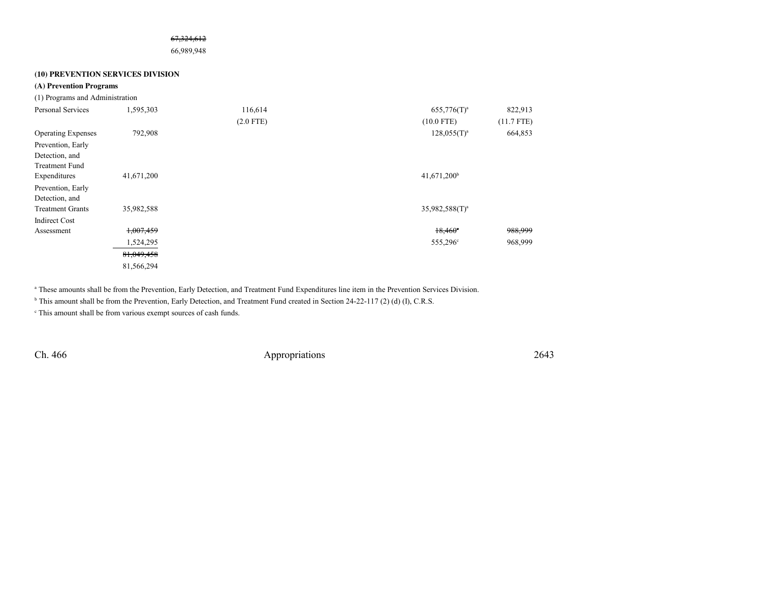| | | | | | | |
|---|---|---|---|---|---|---|
| | | ~~67,324,612~~ | | | | |
| | | 66,989,948 | | | | |

**(10) PREVENTION SERVICES DIVISION**

**(A) Prevention Programs**

(1) Programs and Administration

| | | | | | | |
|---|---|---|---|---|---|---|
| Personal Services | 1,595,303 | | 116,614 | | 655,776(T)[a] | 822,913 |
| | | | (2.0 FTE) | | (10.0 FTE) | (11.7 FTE) |
| Operating Expenses | 792,908 | | | | 128,055(T)[a] | 664,853 |
| Prevention, Early Detection, and Treatment Fund Expenditures | 41,671,200 | | | | 41,671,200[b] | |
| Prevention, Early Detection, and Treatment Grants | 35,982,588 | | | | 35,982,588(T)[a] | |
| Indirect Cost Assessment | ~~1,007,459~~ | | | | ~~18,460~~[a] | ~~988,999~~ |
| | 1,524,295 | | | | 555,296[c] | 968,999 |
| | ~~81,049,458~~ | | | | | |
| | 81,566,294 | | | | | |

[a] These amounts shall be from the Prevention, Early Detection, and Treatment Fund Expenditures line item in the Prevention Services Division.

[b] This amount shall be from the Prevention, Early Detection, and Treatment Fund created in Section 24-22-117 (2) (d) (I), C.R.S.

[c] This amount shall be from various exempt sources of cash funds.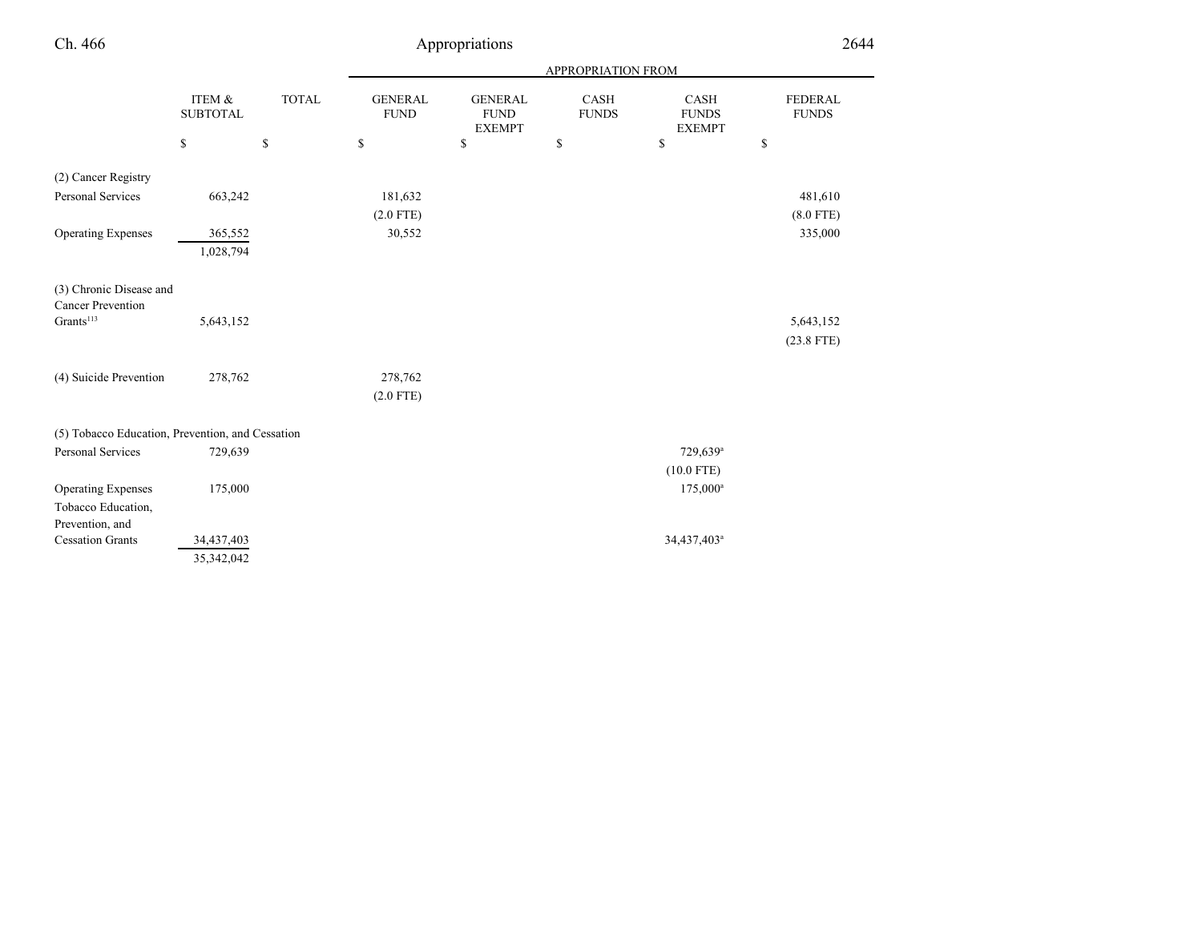| | ITEM & SUBTOTAL | TOTAL | APPROPRIATION FROM | | | | |
|---|---|---|---|---|---|---|---|
| | | | GENERAL FUND | GENERAL FUND EXEMPT | CASH FUNDS | CASH FUNDS EXEMPT | FEDERAL FUNDS |
| | $ | $ | $ | $ | $ | $ | $ |
| (2) Cancer Registry | | | | | | | |
| Personal Services | 663,242 | | 181,632 | | | | 481,610 |
| | | | (2.0 FTE) | | | | (8.0 FTE) |
| Operating Expenses | 365,552 | | 30,552 | | | | 335,000 |
| | 1,028,794 | | | | | | |
| (3) Chronic Disease and Cancer Prevention Grants[113] | 5,643,152 | | | | | | 5,643,152 |
| | | | | | | | (23.8 FTE) |
| (4) Suicide Prevention | 278,762 | | 278,762 | | | | |
| | | | (2.0 FTE) | | | | |
| (5) Tobacco Education, Prevention, and Cessation | | | | | | | |
| Personal Services | 729,639 | | | | | 729,639[a] | |
| | | | | | | (10.0 FTE) | |
| Operating Expenses | 175,000 | | | | | 175,000[a] | |
| Tobacco Education, Prevention, and Cessation Grants | 34,437,403 | | | | | 34,437,403[a] | |
| | 35,342,042 | | | | | | |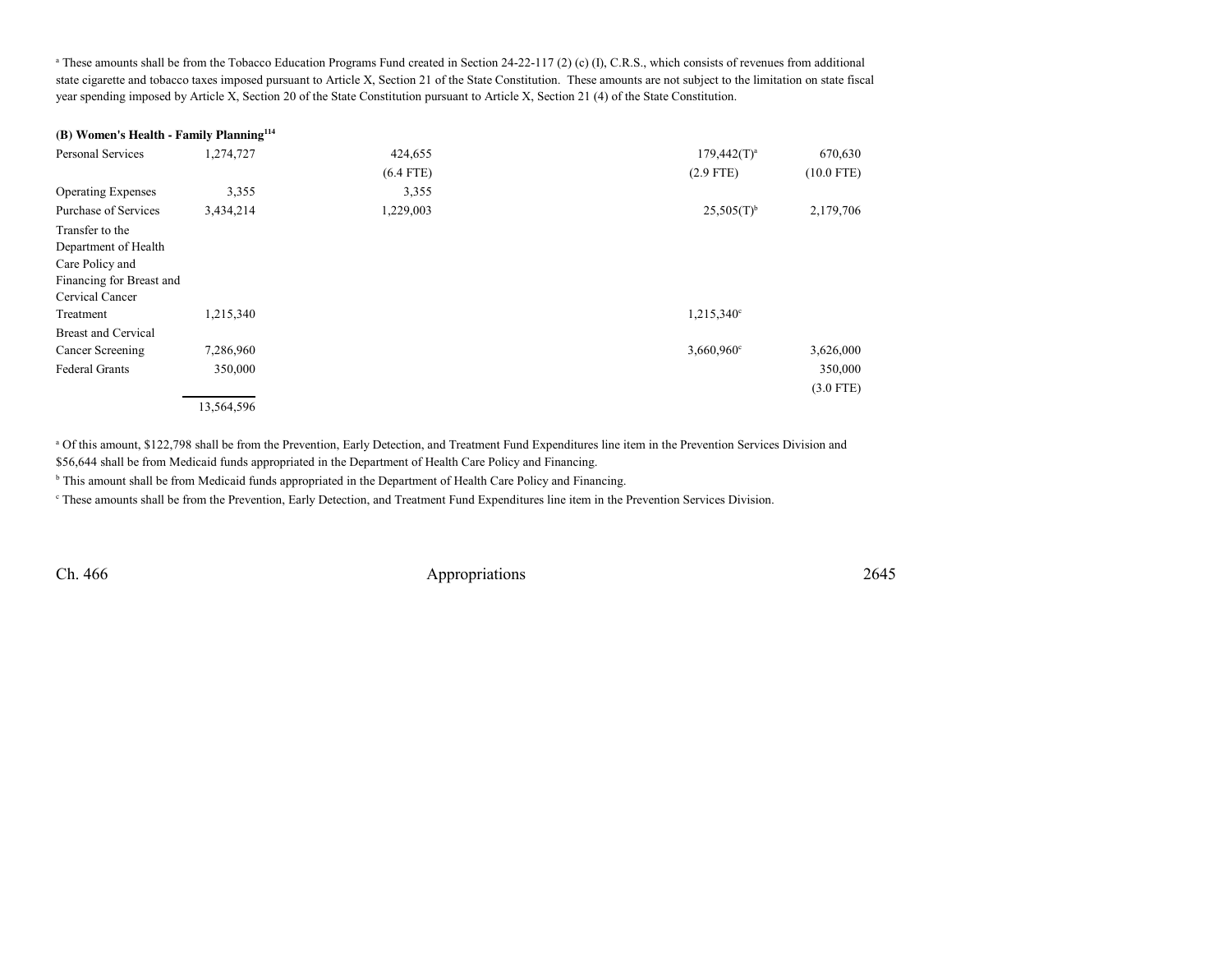[a] These amounts shall be from the Tobacco Education Programs Fund created in Section 24-22-117 (2) (c) (I), C.R.S., which consists of revenues from additional state cigarette and tobacco taxes imposed pursuant to Article X, Section 21 of the State Constitution. These amounts are not subject to the limitation on state fiscal year spending imposed by Article X, Section 20 of the State Constitution pursuant to Article X, Section 21 (4) of the State Constitution.

**(B) Women's Health - Family Planning[114]**

| | | | | | | |
|---|---|---|---|---|---|---|
| Personal Services | 1,274,727 | 424,655 | | | 179,442(T)[a] | 670,630 |
| | | (6.4 FTE) | | | (2.9 FTE) | (10.0 FTE) |
| Operating Expenses | 3,355 | 3,355 | | | | |
| Purchase of Services | 3,434,214 | 1,229,003 | | | 25,505(T)[b] | 2,179,706 |
| Transfer to the Department of Health Care Policy and Financing for Breast and Cervical Cancer Treatment | 1,215,340 | | | | 1,215,340[c] | |
| Breast and Cervical Cancer Screening | 7,286,960 | | | | 3,660,960[c] | 3,626,000 |
| Federal Grants | 350,000 | | | | | 350,000 |
| | | | | | | (3.0 FTE) |
| | 13,564,596 | | | | | |

[a] Of this amount, $122,798 shall be from the Prevention, Early Detection, and Treatment Fund Expenditures line item in the Prevention Services Division and $56,644 shall be from Medicaid funds appropriated in the Department of Health Care Policy and Financing.

[b] This amount shall be from Medicaid funds appropriated in the Department of Health Care Policy and Financing.

[c] These amounts shall be from the Prevention, Early Detection, and Treatment Fund Expenditures line item in the Prevention Services Division.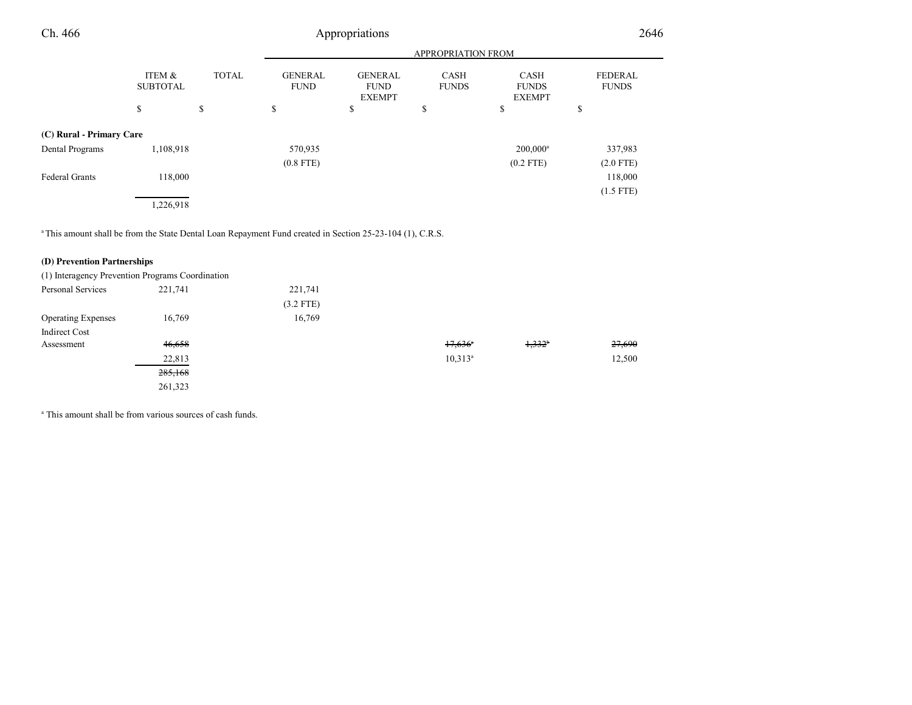| | ITEM & SUBTOTAL | TOTAL | APPROPRIATION FROM GENERAL FUND | GENERAL FUND EXEMPT | CASH FUNDS | CASH FUNDS EXEMPT | FEDERAL FUNDS |
|---|---|---|---|---|---|---|---|
| | $ | $ | $ | $ | $ | $ | $ |
| **(C) Rural - Primary Care** | | | | | | | |
| Dental Programs | 1,108,918 | | 570,935 | | | 200,000[a] | 337,983 |
| | | | (0.8 FTE) | | | (0.2 FTE) | (2.0 FTE) |
| Federal Grants | 118,000 | | | | | | 118,000 |
| | | | | | | | (1.5 FTE) |
| | 1,226,918 | | | | | | |

[a] This amount shall be from the State Dental Loan Repayment Fund created in Section 25-23-104 (1), C.R.S.

| | ITEM & SUBTOTAL | TOTAL | GENERAL FUND | GENERAL FUND EXEMPT | CASH FUNDS | CASH FUNDS EXEMPT | FEDERAL FUNDS |
|---|---|---|---|---|---|---|---|
| **(D) Prevention Partnerships** | | | | | | | |
| (1) Interagency Prevention Programs Coordination | | | | | | | |
| Personal Services | 221,741 | | 221,741 | | | | |
| | | | (3.2 FTE) | | | | |
| Operating Expenses | 16,769 | | 16,769 | | | | |
| Indirect Cost Assessment | ~~46,658~~ | | | | ~~17,636~~[a] | ~~1,332~~[b] | ~~27,690~~ |
| | 22,813 | | | | 10,313[a] | | 12,500 |
| | ~~285,168~~ | | | | | | |
| | 261,323 | | | | | | |

[a] This amount shall be from various sources of cash funds.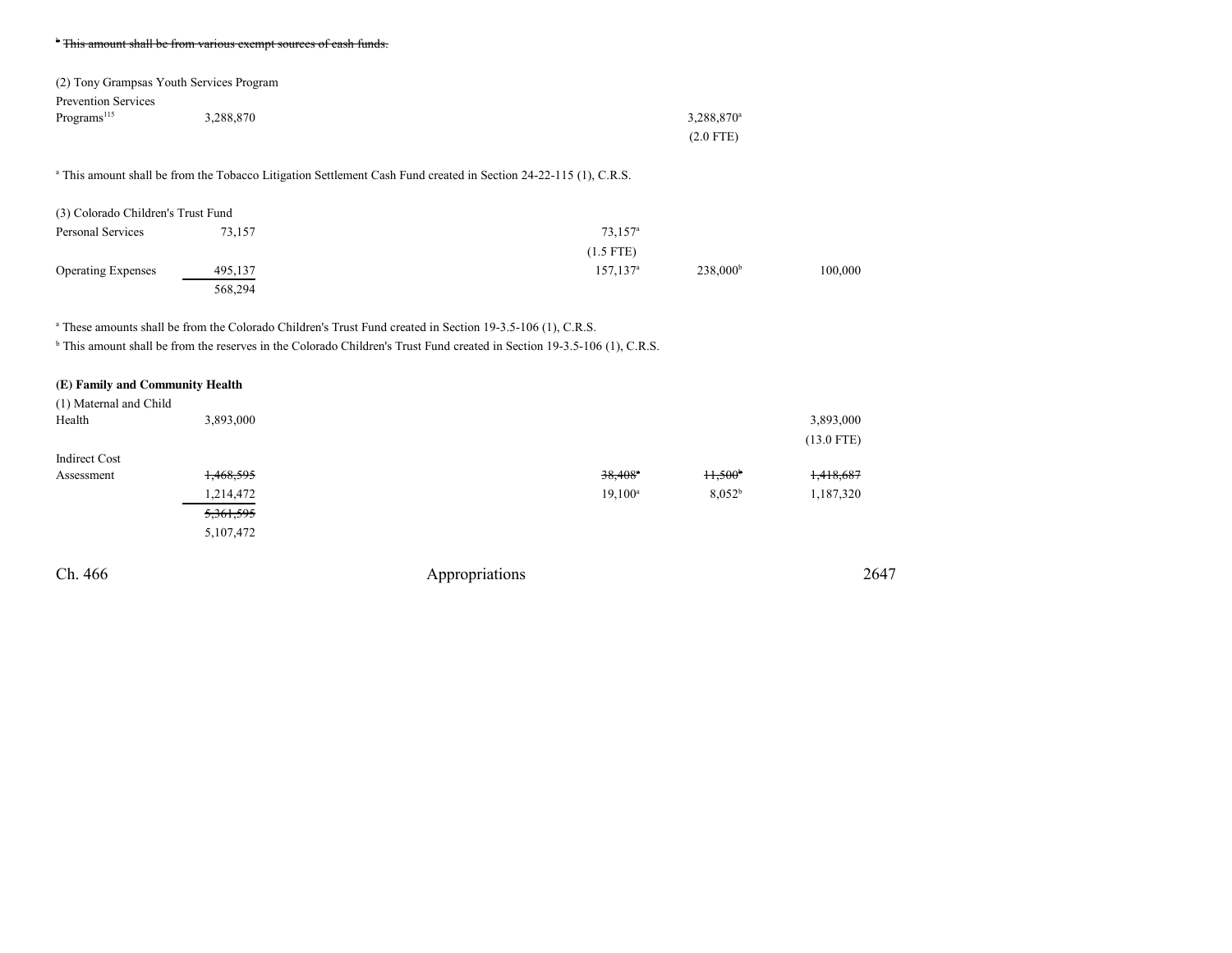~~[b] This amount shall be from various exempt sources of cash funds.~~

| | Total | General Fund | General Fund Exempt | Cash Funds | Cash Funds Exempt | Federal Funds |
|---|---|---|---|---|---|---|
| (2) Tony Grampsas Youth Services Program | | | | | | |
| Prevention Services Programs[115] | 3,288,870 | | | | 3,288,870[a] | |
| | | | | | (2.0 FTE) | |

[a] This amount shall be from the Tobacco Litigation Settlement Cash Fund created in Section 24-22-115 (1), C.R.S.

| | Total | General Fund | General Fund Exempt | Cash Funds | Cash Funds Exempt | Federal Funds |
|---|---|---|---|---|---|---|
| (3) Colorado Children's Trust Fund | | | | | | |
| Personal Services | 73,157 | | | 73,157[a] | | |
| | | | | (1.5 FTE) | | |
| Operating Expenses | 495,137 | | | 157,137[a] | 238,000[b] | 100,000 |
| | 568,294 | | | | | |

[a] These amounts shall be from the Colorado Children's Trust Fund created in Section 19-3.5-106 (1), C.R.S.
[b] This amount shall be from the reserves in the Colorado Children's Trust Fund created in Section 19-3.5-106 (1), C.R.S.

**(E) Family and Community Health**

| | Total | General Fund | General Fund Exempt | Cash Funds | Cash Funds Exempt | Federal Funds |
|---|---|---|---|---|---|---|
| (1) Maternal and Child Health | 3,893,000 | | | | | 3,893,000 |
| | | | | | | (13.0 FTE) |
| Indirect Cost Assessment | ~~1,468,595~~ | | | ~~38,408~~[a] | ~~11,500~~[b] | ~~1,418,687~~ |
| | 1,214,472 | | | 19,100[a] | 8,052[b] | 1,187,320 |
| | ~~5,361,595~~ | | | | | |
| | 5,107,472 | | | | | |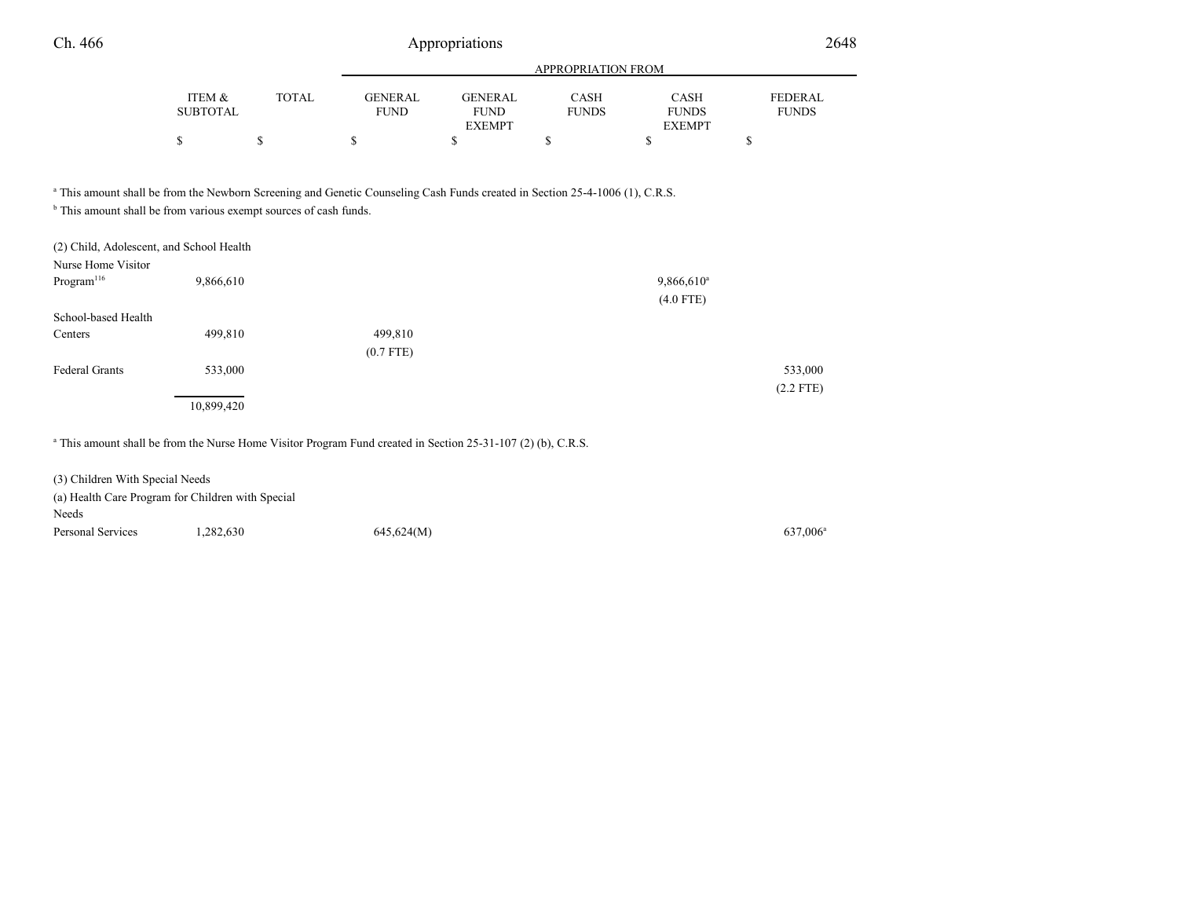| | ITEM & SUBTOTAL | TOTAL | APPROPRIATION FROM GENERAL FUND | GENERAL FUND EXEMPT | CASH FUNDS | CASH FUNDS EXEMPT | FEDERAL FUNDS |
|---|---|---|---|---|---|---|---|
| | $ | $ | $ | $ | $ | $ | $ |

[a] This amount shall be from the Newborn Screening and Genetic Counseling Cash Funds created in Section 25-4-1006 (1), C.R.S.

[b] This amount shall be from various exempt sources of cash funds.

| | ITEM & SUBTOTAL | TOTAL | GENERAL FUND | GENERAL FUND EXEMPT | CASH FUNDS | CASH FUNDS EXEMPT | FEDERAL FUNDS |
|---|---|---|---|---|---|---|---|
| (2) Child, Adolescent, and School Health | | | | | | | |
| Nurse Home Visitor Program[116] | 9,866,610 | | | | | 9,866,610[a] (4.0 FTE) | |
| School-based Health Centers | 499,810 | | 499,810 (0.7 FTE) | | | | |
| Federal Grants | 533,000 | | | | | | 533,000 (2.2 FTE) |
| | 10,899,420 | | | | | | |

[a] This amount shall be from the Nurse Home Visitor Program Fund created in Section 25-31-107 (2) (b), C.R.S.

| | ITEM & SUBTOTAL | TOTAL | GENERAL FUND | GENERAL FUND EXEMPT | CASH FUNDS | CASH FUNDS EXEMPT | FEDERAL FUNDS |
|---|---|---|---|---|---|---|---|
| (3) Children With Special Needs | | | | | | | |
| (a) Health Care Program for Children with Special Needs | | | | | | | |
| Personal Services | 1,282,630 | | 645,624(M) | | | | 637,006[a] |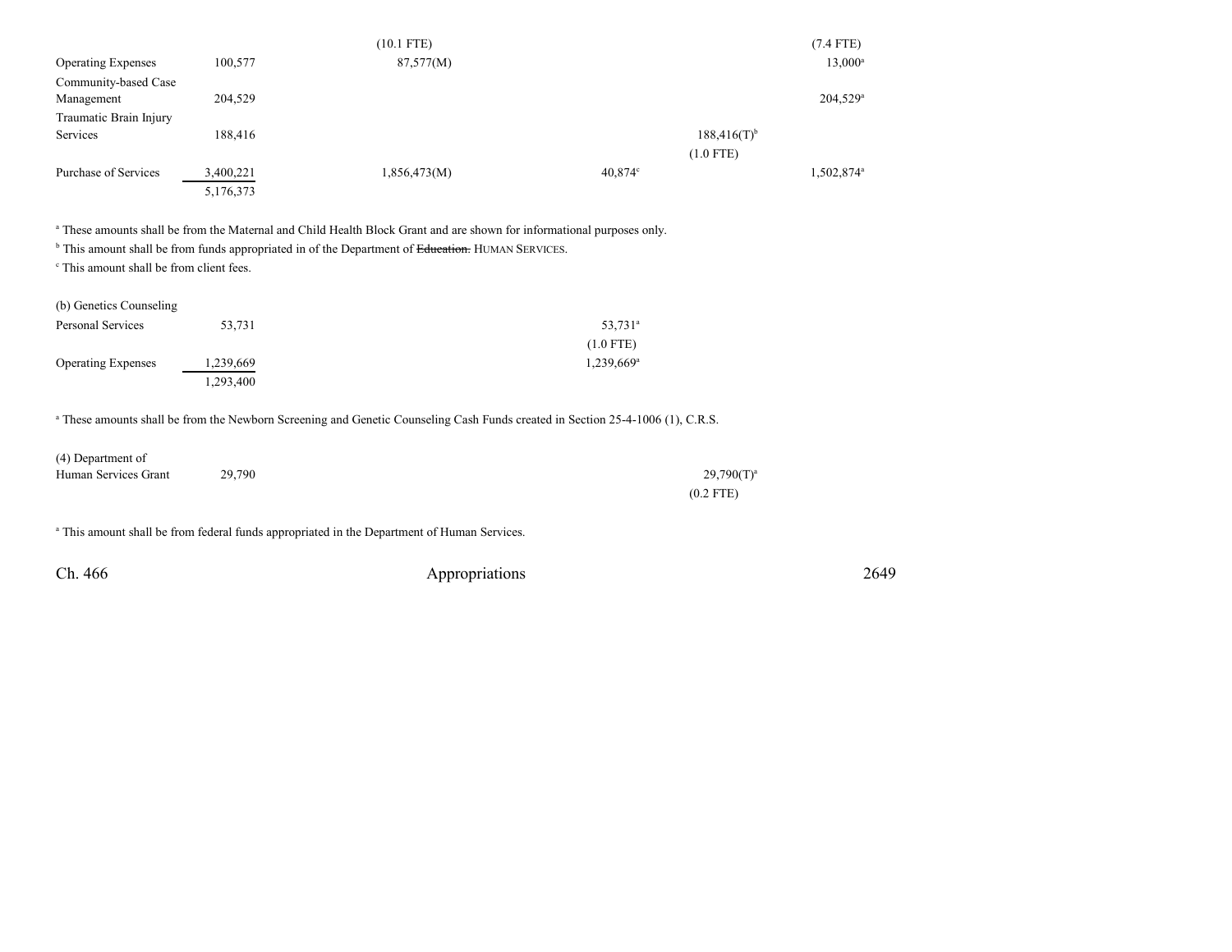| | | | | | |
|---|---|---|---|---|---|
| | | (10.1 FTE) | | | (7.4 FTE) |
| Operating Expenses | 100,577 | 87,577(M) | | | 13,000[a] |
| Community-based Case Management | 204,529 | | | | 204,529[a] |
| Traumatic Brain Injury Services | 188,416 | | | 188,416(T)[b] | |
| | | | | (1.0 FTE) | |
| Purchase of Services | 3,400,221 | 1,856,473(M) | 40,874[c] | | 1,502,874[a] |
| | 5,176,373 | | | | |

[a] These amounts shall be from the Maternal and Child Health Block Grant and are shown for informational purposes only.

[b] This amount shall be from funds appropriated in of the Department of ~~Education.~~ HUMAN SERVICES.

[c] This amount shall be from client fees.

| | | | | | |
|---|---|---|---|---|---|
| (b) Genetics Counseling | | | | | |
| Personal Services | 53,731 | | 53,731[a] | | |
| | | | (1.0 FTE) | | |
| Operating Expenses | 1,239,669 | | 1,239,669[a] | | |
| | 1,293,400 | | | | |

[a] These amounts shall be from the Newborn Screening and Genetic Counseling Cash Funds created in Section 25-4-1006 (1), C.R.S.

| | | | | | |
|---|---|---|---|---|---|
| (4) Department of Human Services Grant | 29,790 | | | 29,790(T)[a] | |
| | | | | (0.2 FTE) | |

[a] This amount shall be from federal funds appropriated in the Department of Human Services.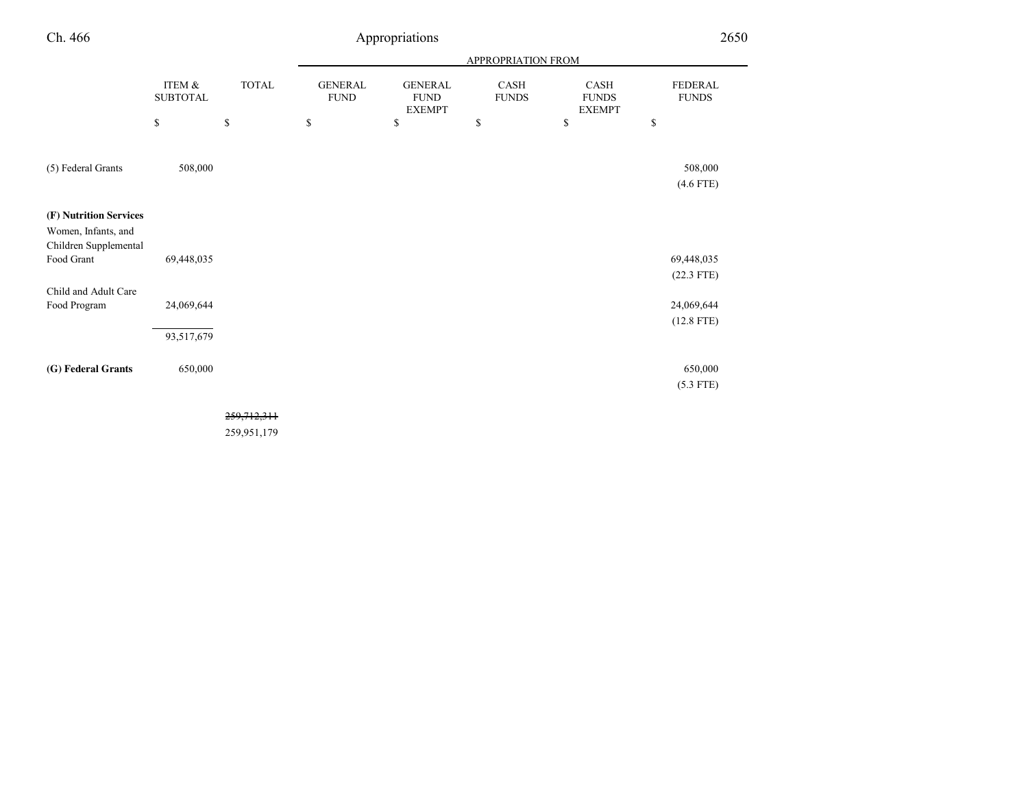| | ITEM & SUBTOTAL | TOTAL | APPROPRIATION FROM | | | | |
|---|---|---|---|---|---|---|---|
| | | | GENERAL FUND | GENERAL FUND EXEMPT | CASH FUNDS | CASH FUNDS EXEMPT | FEDERAL FUNDS |
| | $ | $ | $ | $ | $ | $ | $ |
| (5) Federal Grants | 508,000 | | | | | | 508,000 (4.6 FTE) |
| **(F) Nutrition Services** | | | | | | | |
| Women, Infants, and Children Supplemental Food Grant | 69,448,035 | | | | | | 69,448,035 (22.3 FTE) |
| Child and Adult Care Food Program | 24,069,644 | | | | | | 24,069,644 (12.8 FTE) |
| | 93,517,679 | | | | | | |
| **(G) Federal Grants** | 650,000 | | | | | | 650,000 (5.3 FTE) |
| | | ~~259,712,311~~ 259,951,179 | | | | | |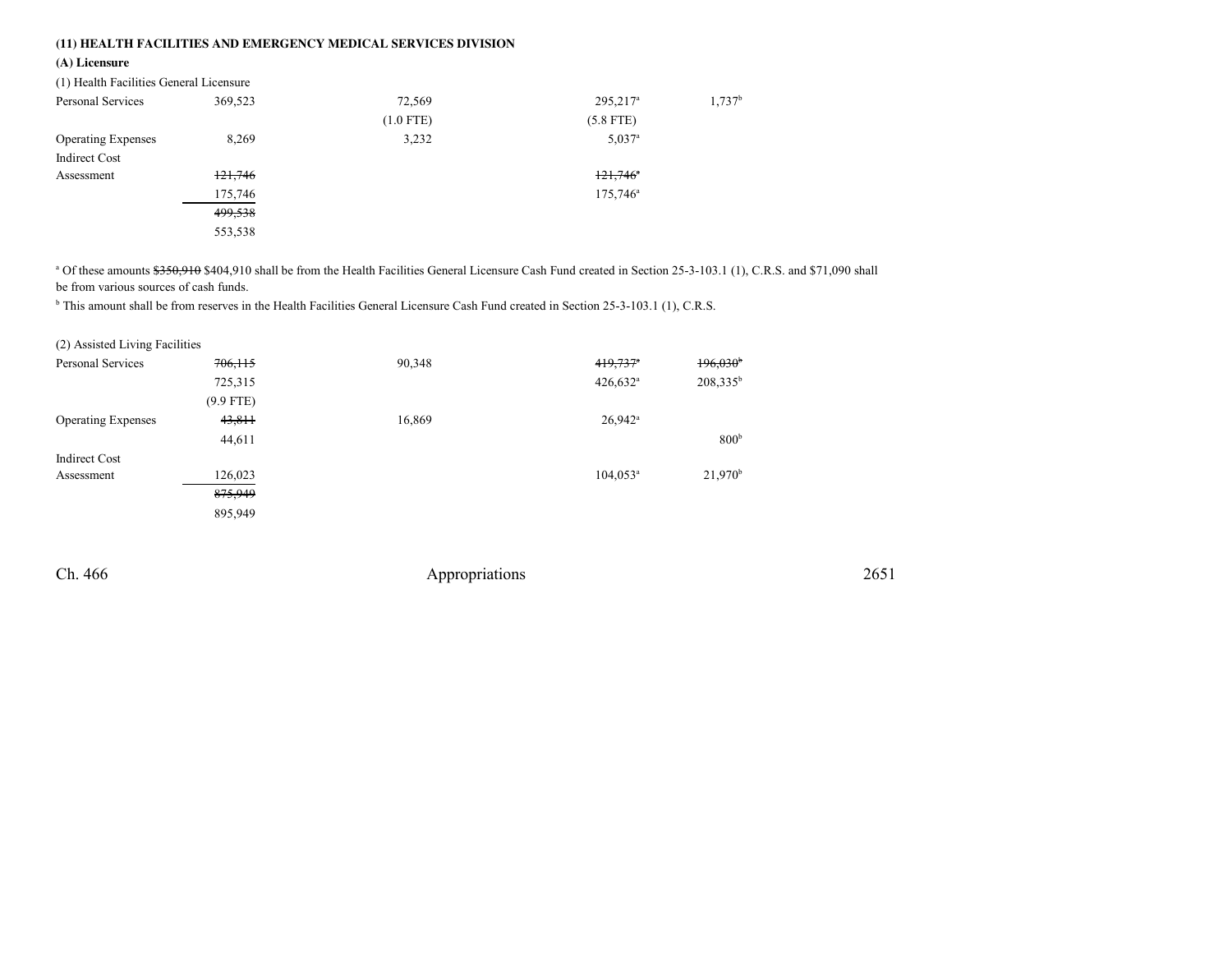**(11) HEALTH FACILITIES AND EMERGENCY MEDICAL SERVICES DIVISION**

**(A) Licensure**

(1) Health Facilities General Licensure

| | | | | |
|---|---|---|---|---|
| Personal Services | 369,523 | 72,569 | 295,217[a] | 1,737[b] |
| | | (1.0 FTE) | (5.8 FTE) | |
| Operating Expenses | 8,269 | 3,232 | 5,037[a] | |
| Indirect Cost Assessment | ~~121,746~~ | | ~~121,746~~[a] | |
| | 175,746 | | 175,746[a] | |
| | ~~499,538~~ | | | |
| | 553,538 | | | |

[a] Of these amounts ~~$350,910~~ $404,910 shall be from the Health Facilities General Licensure Cash Fund created in Section 25-3-103.1 (1), C.R.S. and $71,090 shall be from various sources of cash funds.

[b] This amount shall be from reserves in the Health Facilities General Licensure Cash Fund created in Section 25-3-103.1 (1), C.R.S.

(2) Assisted Living Facilities

| | | | | |
|---|---|---|---|---|
| Personal Services | ~~706,115~~ | 90,348 | ~~419,737~~[a] | ~~196,030~~[b] |
| | 725,315 | | 426,632[a] | 208,335[b] |
| | (9.9 FTE) | | | |
| Operating Expenses | ~~43,811~~ | 16,869 | 26,942[a] | |
| | 44,611 | | | 800[b] |
| Indirect Cost Assessment | 126,023 | | 104,053[a] | 21,970[b] |
| | ~~875,949~~ | | | |
| | 895,949 | | | |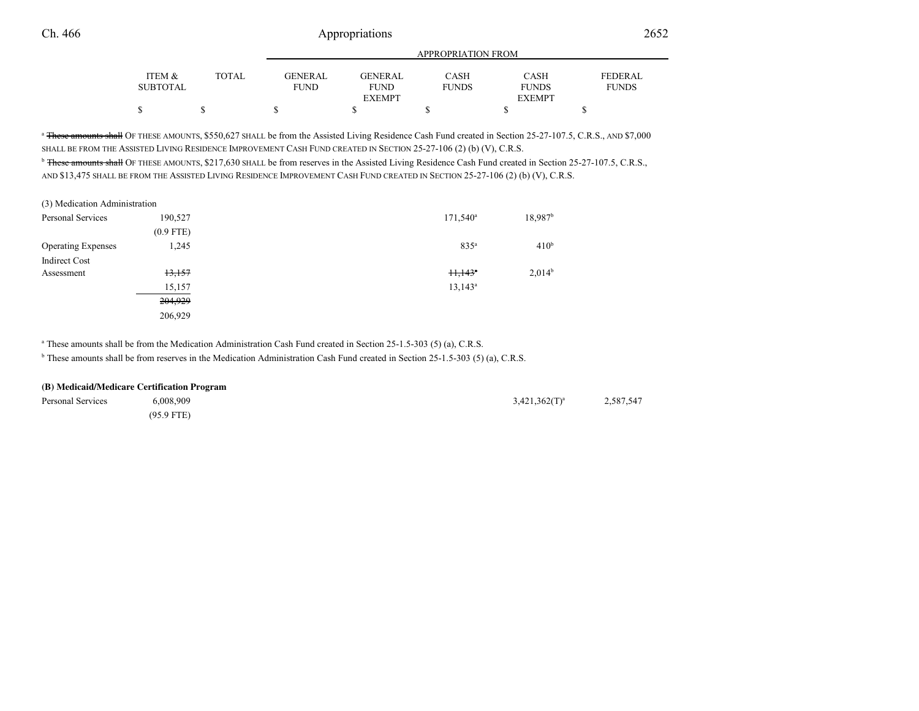| | ITEM & SUBTOTAL | TOTAL | GENERAL FUND | GENERAL FUND EXEMPT | CASH FUNDS | CASH FUNDS EXEMPT | FEDERAL FUNDS |
|---|---|---|---|---|---|---|---|
| | | | APPROPRIATION FROM | | | | |
| | $ | $ | $ | $ | $ | $ | $ |

[a] ~~These amounts shall~~ OF THESE AMOUNTS, $550,627 SHALL be from the Assisted Living Residence Cash Fund created in Section 25-27-107.5, C.R.S., AND $7,000 SHALL BE FROM THE ASSISTED LIVING RESIDENCE IMPROVEMENT CASH FUND CREATED IN SECTION 25-27-106 (2) (b) (V), C.R.S.

[b] ~~These amounts shall~~ OF THESE AMOUNTS, $217,630 SHALL be from reserves in the Assisted Living Residence Cash Fund created in Section 25-27-107.5, C.R.S., AND $13,475 SHALL BE FROM THE ASSISTED LIVING RESIDENCE IMPROVEMENT CASH FUND CREATED IN SECTION 25-27-106 (2) (b) (V), C.R.S.

| | ITEM & SUBTOTAL | TOTAL | GENERAL FUND | GENERAL FUND EXEMPT | CASH FUNDS | CASH FUNDS EXEMPT | FEDERAL FUNDS |
|---|---|---|---|---|---|---|---|
| (3) Medication Administration | | | | | | | |
| Personal Services | 190,527 | | | | 171,540[a] | 18,987[b] | |
| | (0.9 FTE) | | | | | | |
| Operating Expenses | 1,245 | | | | 835[a] | 410[b] | |
| Indirect Cost Assessment | ~~13,157~~ | | | | ~~11,143~~[a] | 2,014[b] | |
| | 15,157 | | | | 13,143[a] | | |
| | ~~204,929~~ | | | | | | |
| | 206,929 | | | | | | |

[a] These amounts shall be from the Medication Administration Cash Fund created in Section 25-1.5-303 (5) (a), C.R.S.

[b] These amounts shall be from reserves in the Medication Administration Cash Fund created in Section 25-1.5-303 (5) (a), C.R.S.

| | ITEM & SUBTOTAL | TOTAL | GENERAL FUND | GENERAL FUND EXEMPT | CASH FUNDS | CASH FUNDS EXEMPT | FEDERAL FUNDS |
|---|---|---|---|---|---|---|---|
| **(B) Medicaid/Medicare Certification Program** | | | | | | | |
| Personal Services | 6,008,909 | | | | | 3,421,362(T)[a] | 2,587,547 |
| | (95.9 FTE) | | | | | | |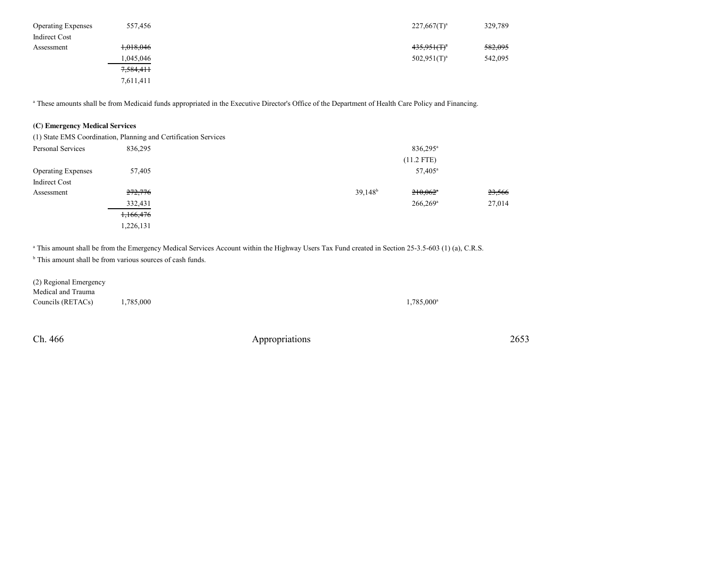| | | | | | | |
|---|---|---|---|---|---|---|
| Operating Expenses | 557,456 | | | | 227,667(T)[a] | 329,789 |
| Indirect Cost | | | | | | |
| Assessment | ~~1,018,046~~ | | | | ~~435,951(T)[a]~~ | ~~582,095~~ |
| | 1,045,046 | | | | 502,951(T)[a] | 542,095 |
| | ~~7,584,411~~ | | | | | |
| | 7,611,411 | | | | | |

[a] These amounts shall be from Medicaid funds appropriated in the Executive Director's Office of the Department of Health Care Policy and Financing.

**(C) Emergency Medical Services**

(1) State EMS Coordination, Planning and Certification Services

| | | | | | | |
|---|---|---|---|---|---|---|
| Personal Services | 836,295 | | | | 836,295[a] | |
| | | | | | (11.2 FTE) | |
| Operating Expenses | 57,405 | | | | 57,405[a] | |
| Indirect Cost | | | | | | |
| Assessment | ~~272,776~~ | | | 39,148[b] | ~~210,062[a]~~ | ~~23,566~~ |
| | 332,431 | | | | 266,269[a] | 27,014 |
| | ~~1,166,476~~ | | | | | |
| | 1,226,131 | | | | | |

[a] This amount shall be from the Emergency Medical Services Account within the Highway Users Tax Fund created in Section 25-3.5-603 (1) (a), C.R.S.

[b] This amount shall be from various sources of cash funds.

| | | | | | | |
|---|---|---|---|---|---|---|
| (2) Regional Emergency Medical and Trauma Councils (RETACs) | 1,785,000 | | | | 1,785,000[a] | |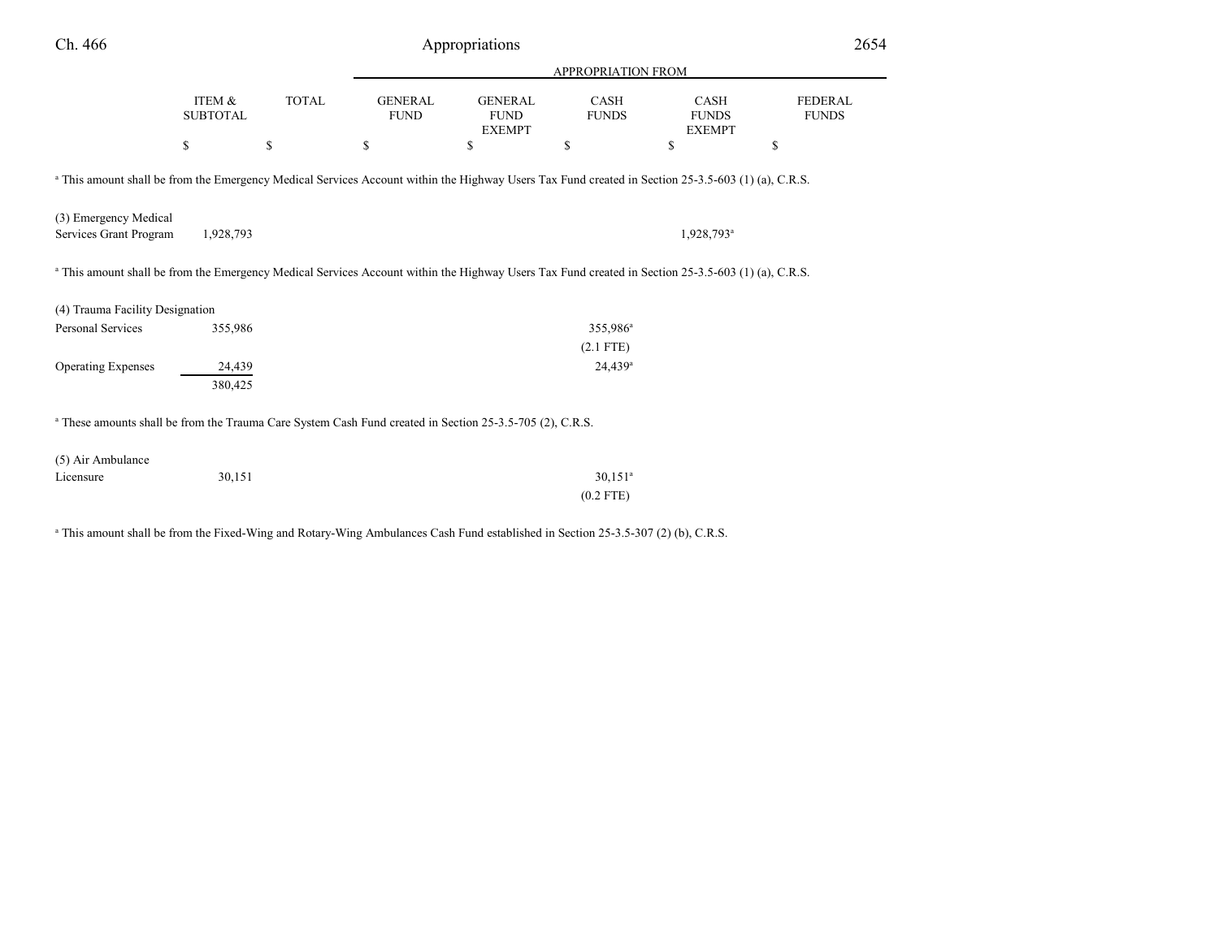| | ITEM & SUBTOTAL | TOTAL | APPROPRIATION FROM | | | | |
|---|---|---|---|---|---|---|---|
| | | | GENERAL FUND | GENERAL FUND EXEMPT | CASH FUNDS | CASH FUNDS EXEMPT | FEDERAL FUNDS |
| | $ | $ | $ | $ | $ | $ | $ |

[a] This amount shall be from the Emergency Medical Services Account within the Highway Users Tax Fund created in Section 25-3.5-603 (1) (a), C.R.S.

| | ITEM & SUBTOTAL | TOTAL | GENERAL FUND | GENERAL FUND EXEMPT | CASH FUNDS | CASH FUNDS EXEMPT | FEDERAL FUNDS |
|---|---|---|---|---|---|---|---|
| (3) Emergency Medical Services Grant Program | 1,928,793 | | | | | 1,928,793[a] | |

[a] This amount shall be from the Emergency Medical Services Account within the Highway Users Tax Fund created in Section 25-3.5-603 (1) (a), C.R.S.

| | ITEM & SUBTOTAL | TOTAL | GENERAL FUND | GENERAL FUND EXEMPT | CASH FUNDS | CASH FUNDS EXEMPT | FEDERAL FUNDS |
|---|---|---|---|---|---|---|---|
| (4) Trauma Facility Designation | | | | | | | |
| Personal Services | 355,986 | | | | 355,986[a] | | |
| | | | | | (2.1 FTE) | | |
| Operating Expenses | 24,439 | | | | 24,439[a] | | |
| | 380,425 | | | | | | |

[a] These amounts shall be from the Trauma Care System Cash Fund created in Section 25-3.5-705 (2), C.R.S.

| | ITEM & SUBTOTAL | TOTAL | GENERAL FUND | GENERAL FUND EXEMPT | CASH FUNDS | CASH FUNDS EXEMPT | FEDERAL FUNDS |
|---|---|---|---|---|---|---|---|
| (5) Air Ambulance Licensure | 30,151 | | | | 30,151[a] | | |
| | | | | | (0.2 FTE) | | |

[a] This amount shall be from the Fixed-Wing and Rotary-Wing Ambulances Cash Fund established in Section 25-3.5-307 (2) (b), C.R.S.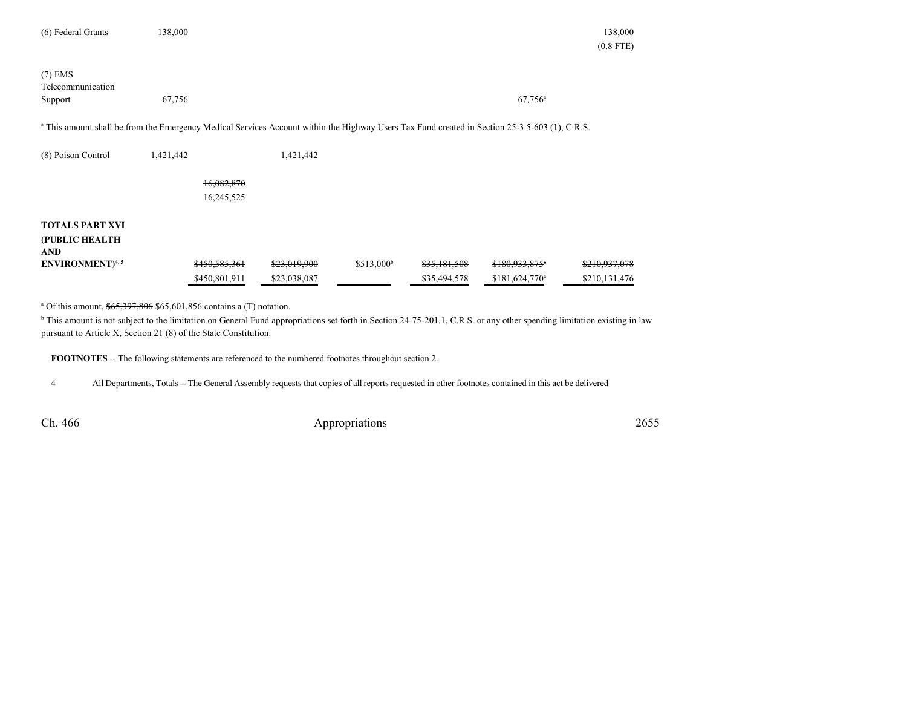| | | | | | | |
|---|---|---|---|---|---|---|
| (6) Federal Grants | 138,000 | | | | | 138,000<br>(0.8 FTE) |
| (7) EMS Telecommunication Support | 67,756 | | | | 67,756[a] | |

[a] This amount shall be from the Emergency Medical Services Account within the Highway Users Tax Fund created in Section 25-3.5-603 (1), C.R.S.

| | | | | | | | |
|---|---|---|---|---|---|---|---|
| (8) Poison Control | 1,421,442 | | 1,421,442 | | | | |
| | | ~~16,082,870~~<br>16,245,525 | | | | | |
| **TOTALS PART XVI (PUBLIC HEALTH AND ENVIRONMENT)[4, 5]** | | ~~$450,585,361~~<br>$450,801,911 | ~~$23,019,900~~<br>$23,038,087 | $513,000[b] | ~~$35,181,508~~<br>$35,494,578 | ~~$180,933,875~~[a]<br>$181,624,770[a] | ~~$210,937,078~~<br>$210,131,476 |

[a] Of this amount, ~~$65,397,806~~ $65,601,856 contains a (T) notation.

[b] This amount is not subject to the limitation on General Fund appropriations set forth in Section 24-75-201.1, C.R.S. or any other spending limitation existing in law pursuant to Article X, Section 21 (8) of the State Constitution.

**FOOTNOTES** -- The following statements are referenced to the numbered footnotes throughout section 2.

4 All Departments, Totals -- The General Assembly requests that copies of all reports requested in other footnotes contained in this act be delivered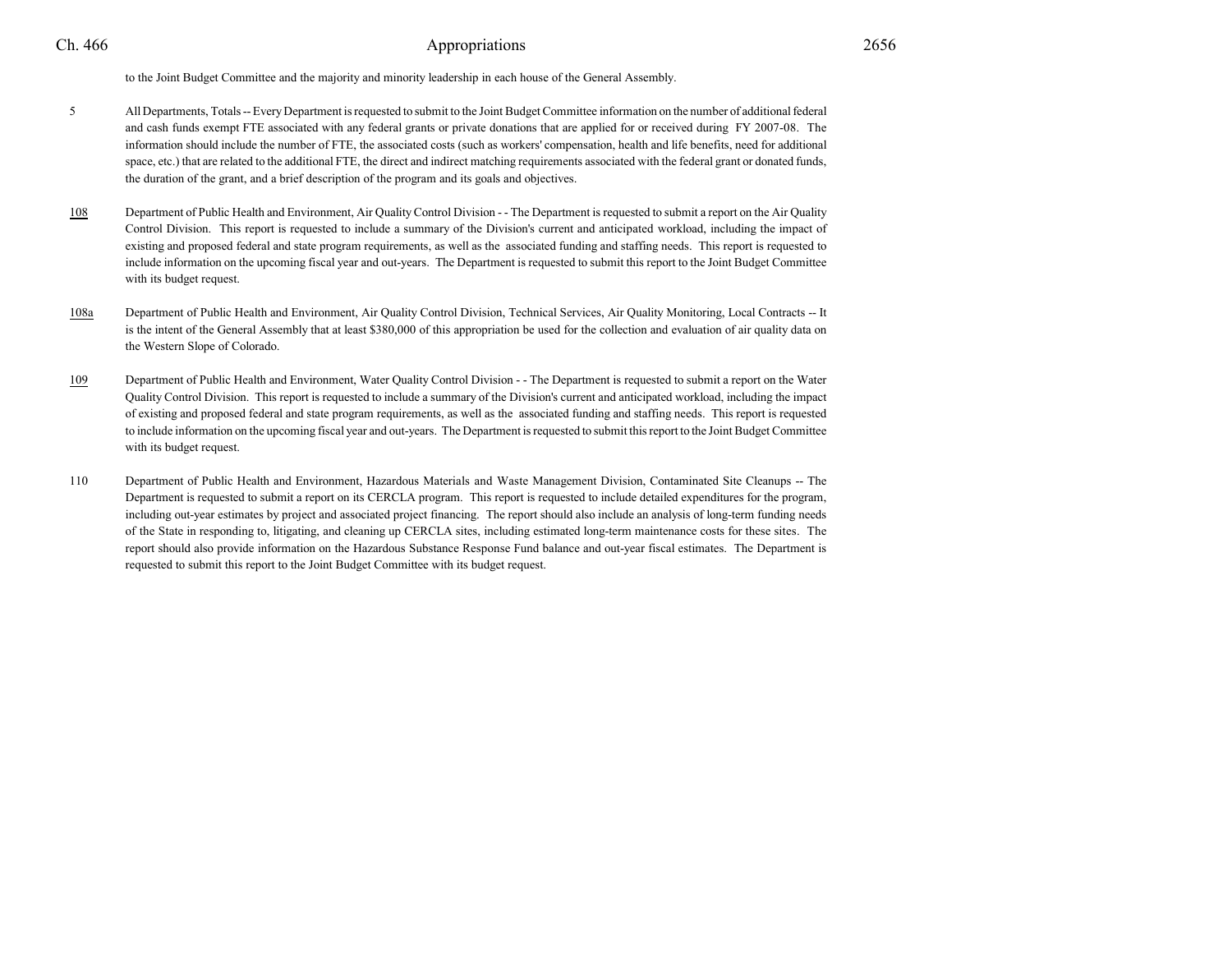to the Joint Budget Committee and the majority and minority leadership in each house of the General Assembly.

5 All Departments, Totals -- Every Department is requested to submit to the Joint Budget Committee information on the number of additional federal and cash funds exempt FTE associated with any federal grants or private donations that are applied for or received during FY 2007-08. The information should include the number of FTE, the associated costs (such as workers' compensation, health and life benefits, need for additional space, etc.) that are related to the additional FTE, the direct and indirect matching requirements associated with the federal grant or donated funds, the duration of the grant, and a brief description of the program and its goals and objectives.

<u>108</u> Department of Public Health and Environment, Air Quality Control Division - - The Department is requested to submit a report on the Air Quality Control Division. This report is requested to include a summary of the Division's current and anticipated workload, including the impact of existing and proposed federal and state program requirements, as well as the associated funding and staffing needs. This report is requested to include information on the upcoming fiscal year and out-years. The Department is requested to submit this report to the Joint Budget Committee with its budget request.

<u>108a</u> Department of Public Health and Environment, Air Quality Control Division, Technical Services, Air Quality Monitoring, Local Contracts -- It is the intent of the General Assembly that at least $380,000 of this appropriation be used for the collection and evaluation of air quality data on the Western Slope of Colorado.

<u>109</u> Department of Public Health and Environment, Water Quality Control Division - - The Department is requested to submit a report on the Water Quality Control Division. This report is requested to include a summary of the Division's current and anticipated workload, including the impact of existing and proposed federal and state program requirements, as well as the associated funding and staffing needs. This report is requested to include information on the upcoming fiscal year and out-years. The Department is requested to submit this report to the Joint Budget Committee with its budget request.

110 Department of Public Health and Environment, Hazardous Materials and Waste Management Division, Contaminated Site Cleanups -- The Department is requested to submit a report on its CERCLA program. This report is requested to include detailed expenditures for the program, including out-year estimates by project and associated project financing. The report should also include an analysis of long-term funding needs of the State in responding to, litigating, and cleaning up CERCLA sites, including estimated long-term maintenance costs for these sites. The report should also provide information on the Hazardous Substance Response Fund balance and out-year fiscal estimates. The Department is requested to submit this report to the Joint Budget Committee with its budget request.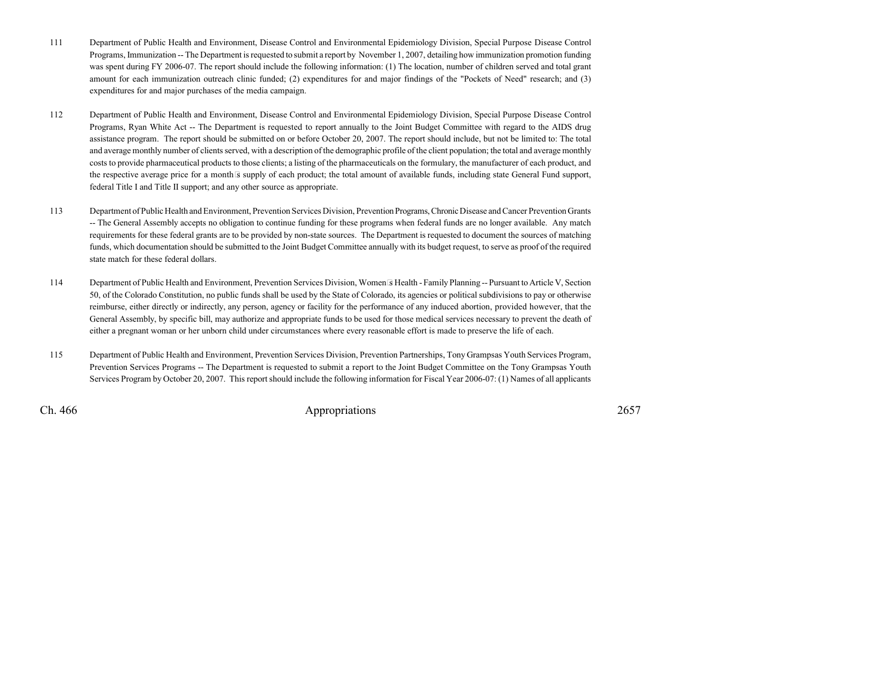111 Department of Public Health and Environment, Disease Control and Environmental Epidemiology Division, Special Purpose Disease Control Programs, Immunization -- The Department is requested to submit a report by November 1, 2007, detailing how immunization promotion funding was spent during FY 2006-07. The report should include the following information: (1) The location, number of children served and total grant amount for each immunization outreach clinic funded; (2) expenditures for and major findings of the "Pockets of Need" research; and (3) expenditures for and major purchases of the media campaign.

112 Department of Public Health and Environment, Disease Control and Environmental Epidemiology Division, Special Purpose Disease Control Programs, Ryan White Act -- The Department is requested to report annually to the Joint Budget Committee with regard to the AIDS drug assistance program. The report should be submitted on or before October 20, 2007. The report should include, but not be limited to: The total and average monthly number of clients served, with a description of the demographic profile of the client population; the total and average monthly costs to provide pharmaceutical products to those clients; a listing of the pharmaceuticals on the formulary, the manufacturer of each product, and the respective average price for a month's supply of each product; the total amount of available funds, including state General Fund support, federal Title I and Title II support; and any other source as appropriate.

113 Department of Public Health and Environment, Prevention Services Division, Prevention Programs, Chronic Disease and Cancer Prevention Grants -- The General Assembly accepts no obligation to continue funding for these programs when federal funds are no longer available. Any match requirements for these federal grants are to be provided by non-state sources. The Department is requested to document the sources of matching funds, which documentation should be submitted to the Joint Budget Committee annually with its budget request, to serve as proof of the required state match for these federal dollars.

114 Department of Public Health and Environment, Prevention Services Division, Women's Health - Family Planning -- Pursuant to Article V, Section 50, of the Colorado Constitution, no public funds shall be used by the State of Colorado, its agencies or political subdivisions to pay or otherwise reimburse, either directly or indirectly, any person, agency or facility for the performance of any induced abortion, provided however, that the General Assembly, by specific bill, may authorize and appropriate funds to be used for those medical services necessary to prevent the death of either a pregnant woman or her unborn child under circumstances where every reasonable effort is made to preserve the life of each.

115 Department of Public Health and Environment, Prevention Services Division, Prevention Partnerships, Tony Grampsas Youth Services Program, Prevention Services Programs -- The Department is requested to submit a report to the Joint Budget Committee on the Tony Grampsas Youth Services Program by October 20, 2007. This report should include the following information for Fiscal Year 2006-07: (1) Names of all applicants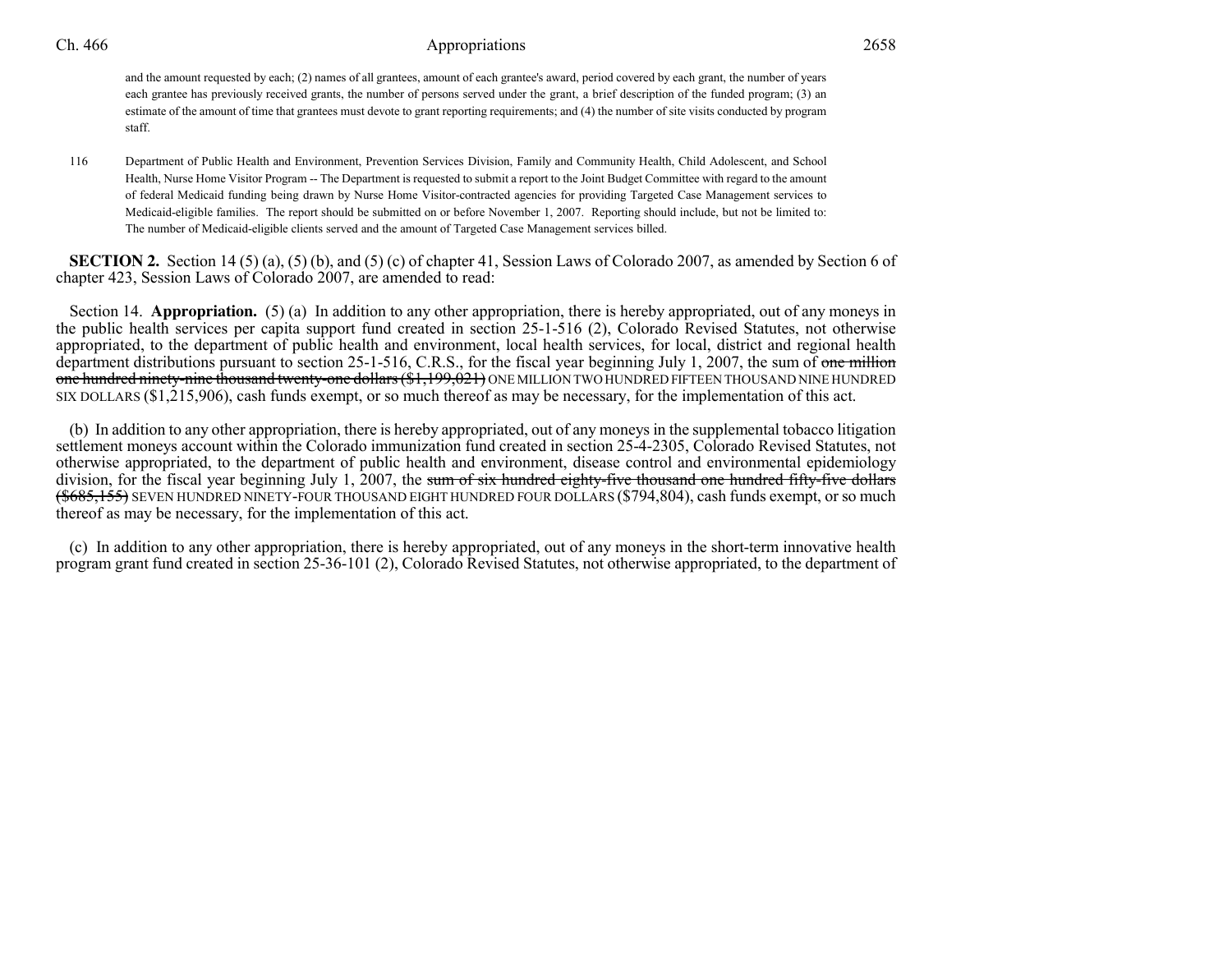and the amount requested by each; (2) names of all grantees, amount of each grantee's award, period covered by each grant, the number of years each grantee has previously received grants, the number of persons served under the grant, a brief description of the funded program; (3) an estimate of the amount of time that grantees must devote to grant reporting requirements; and (4) the number of site visits conducted by program staff.

116 Department of Public Health and Environment, Prevention Services Division, Family and Community Health, Child Adolescent, and School Health, Nurse Home Visitor Program -- The Department is requested to submit a report to the Joint Budget Committee with regard to the amount of federal Medicaid funding being drawn by Nurse Home Visitor-contracted agencies for providing Targeted Case Management services to Medicaid-eligible families. The report should be submitted on or before November 1, 2007. Reporting should include, but not be limited to: The number of Medicaid-eligible clients served and the amount of Targeted Case Management services billed.

**SECTION 2.** Section 14 (5) (a), (5) (b), and (5) (c) of chapter 41, Session Laws of Colorado 2007, as amended by Section 6 of chapter 423, Session Laws of Colorado 2007, are amended to read:

Section 14. **Appropriation.** (5) (a) In addition to any other appropriation, there is hereby appropriated, out of any moneys in the public health services per capita support fund created in section 25-1-516 (2), Colorado Revised Statutes, not otherwise appropriated, to the department of public health and environment, local health services, for local, district and regional health department distributions pursuant to section 25-1-516, C.R.S., for the fiscal year beginning July 1, 2007, the sum of ~~one million one hundred ninety-nine thousand twenty-one dollars ($1,199,021)~~ ONE MILLION TWO HUNDRED FIFTEEN THOUSAND NINE HUNDRED SIX DOLLARS ($1,215,906), cash funds exempt, or so much thereof as may be necessary, for the implementation of this act.

(b) In addition to any other appropriation, there is hereby appropriated, out of any moneys in the supplemental tobacco litigation settlement moneys account within the Colorado immunization fund created in section 25-4-2305, Colorado Revised Statutes, not otherwise appropriated, to the department of public health and environment, disease control and environmental epidemiology division, for the fiscal year beginning July 1, 2007, the ~~sum of six hundred eighty-five thousand one hundred fifty-five dollars ($685,155)~~ SEVEN HUNDRED NINETY-FOUR THOUSAND EIGHT HUNDRED FOUR DOLLARS ($794,804), cash funds exempt, or so much thereof as may be necessary, for the implementation of this act.

(c) In addition to any other appropriation, there is hereby appropriated, out of any moneys in the short-term innovative health program grant fund created in section 25-36-101 (2), Colorado Revised Statutes, not otherwise appropriated, to the department of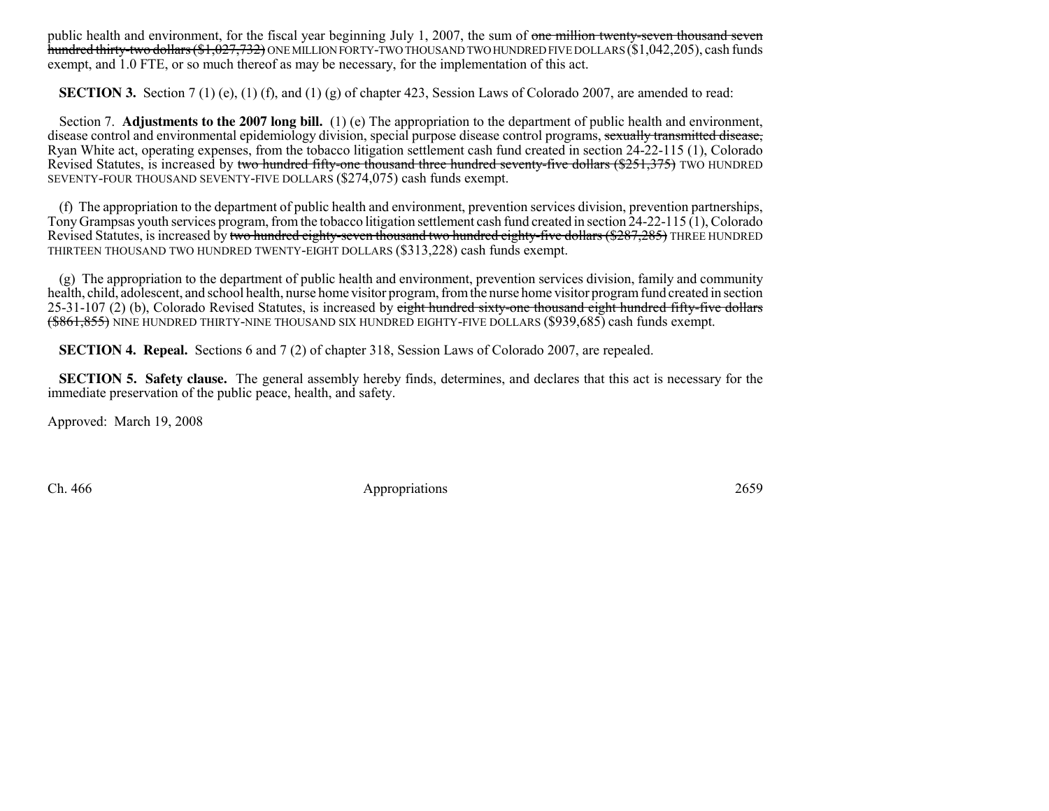public health and environment, for the fiscal year beginning July 1, 2007, the sum of ~~one million twenty-seven thousand seven hundred thirty-two dollars ($1,027,732)~~ ONE MILLION FORTY-TWO THOUSAND TWO HUNDRED FIVE DOLLARS ($1,042,205), cash funds exempt, and 1.0 FTE, or so much thereof as may be necessary, for the implementation of this act.

**SECTION 3.** Section 7 (1) (e), (1) (f), and (1) (g) of chapter 423, Session Laws of Colorado 2007, are amended to read:

Section 7. **Adjustments to the 2007 long bill.** (1) (e) The appropriation to the department of public health and environment, disease control and environmental epidemiology division, special purpose disease control programs, ~~sexually transmitted disease,~~ Ryan White act, operating expenses, from the tobacco litigation settlement cash fund created in section 24-22-115 (1), Colorado Revised Statutes, is increased by ~~two hundred fifty-one thousand three hundred seventy-five dollars ($251,375)~~ TWO HUNDRED SEVENTY-FOUR THOUSAND SEVENTY-FIVE DOLLARS ($274,075) cash funds exempt.

(f) The appropriation to the department of public health and environment, prevention services division, prevention partnerships, Tony Grampsas youth services program, from the tobacco litigation settlement cash fund created in section 24-22-115 (1), Colorado Revised Statutes, is increased by ~~two hundred eighty-seven thousand two hundred eighty-five dollars ($287,285)~~ THREE HUNDRED THIRTEEN THOUSAND TWO HUNDRED TWENTY-EIGHT DOLLARS ($313,228) cash funds exempt.

(g) The appropriation to the department of public health and environment, prevention services division, family and community health, child, adolescent, and school health, nurse home visitor program, from the nurse home visitor program fund created in section 25-31-107 (2) (b), Colorado Revised Statutes, is increased by ~~eight hundred sixty-one thousand eight hundred fifty-five dollars ($861,855)~~ NINE HUNDRED THIRTY-NINE THOUSAND SIX HUNDRED EIGHTY-FIVE DOLLARS ($939,685) cash funds exempt.

**SECTION 4. Repeal.** Sections 6 and 7 (2) of chapter 318, Session Laws of Colorado 2007, are repealed.

**SECTION 5. Safety clause.** The general assembly hereby finds, determines, and declares that this act is necessary for the immediate preservation of the public peace, health, and safety.

Approved: March 19, 2008